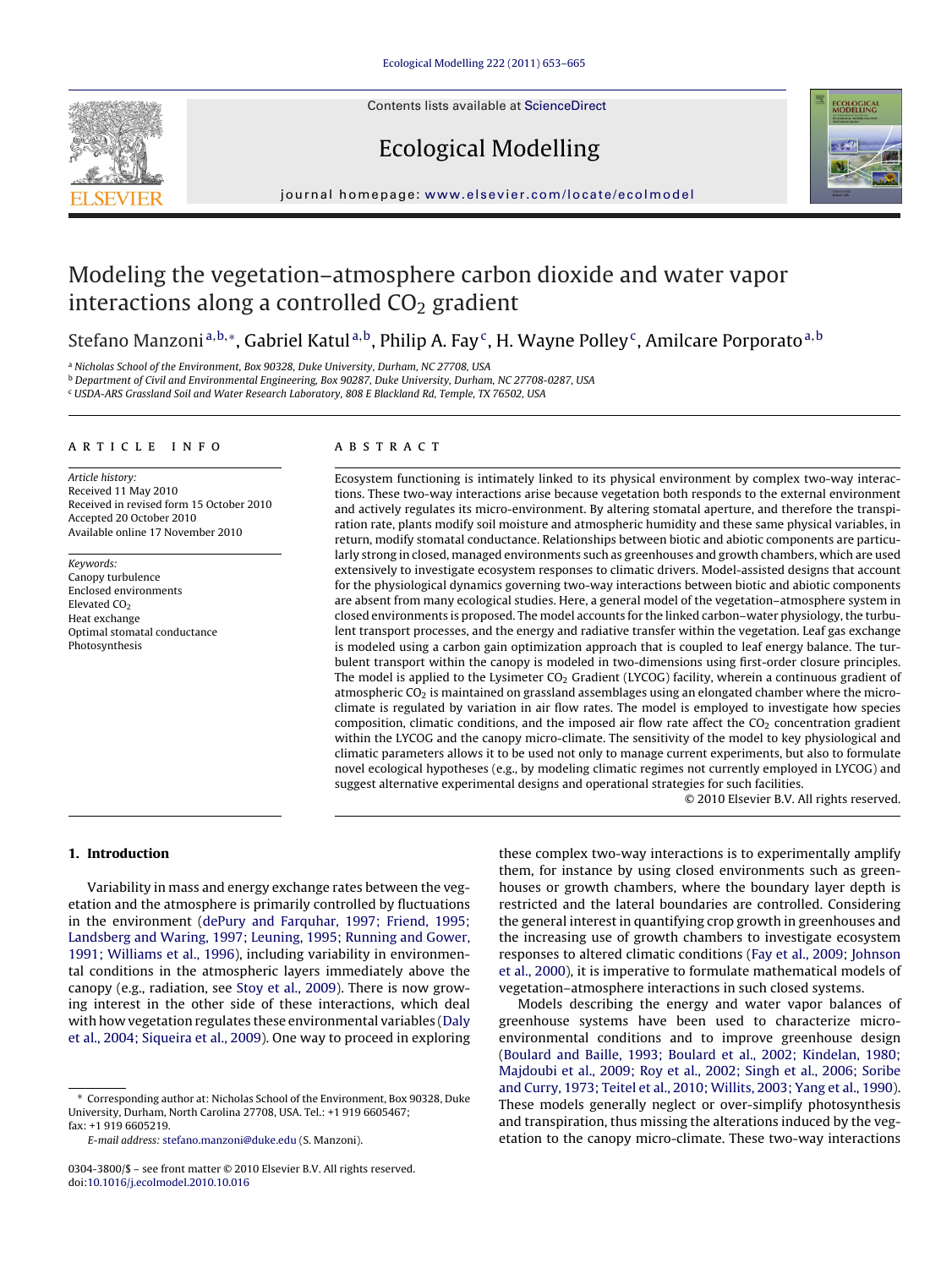# Modeling the vegetation–atmosphere carbon dioxide and water vapor interactions along a controlled $CO_2$ gradient

Stefano Manzoni [a,b,*], Gabriel Katul [a,b], Philip A. Fay [c], H. Wayne Polley [c], Amilcare Porporato [a,b]

[a] Nicholas School of the Environment, Box 90328, Duke University, Durham, NC 27708, USA
[b] Department of Civil and Environmental Engineering, Box 90287, Duke University, Durham, NC 27708-0287, USA
[c] USDA-ARS Grassland Soil and Water Research Laboratory, 808 E Blackland Rd, Temple, TX 76502, USA

## ARTICLE INFO

*Article history:*
Received 11 May 2010
Received in revised form 15 October 2010
Accepted 20 October 2010
Available online 17 November 2010

*Keywords:*
Canopy turbulence
Enclosed environments
Elevated $CO_2$
Heat exchange
Optimal stomatal conductance
Photosynthesis

## ABSTRACT

Ecosystem functioning is intimately linked to its physical environment by complex two-way interactions. These two-way interactions arise because vegetation both responds to the external environment and actively regulates its micro-environment. By altering stomatal aperture, and therefore the transpiration rate, plants modify soil moisture and atmospheric humidity and these same physical variables, in return, modify stomatal conductance. Relationships between biotic and abiotic components are particularly strong in closed, managed environments such as greenhouses and growth chambers, which are used extensively to investigate ecosystem responses to climatic drivers. Model-assisted designs that account for the physiological dynamics governing two-way interactions between biotic and abiotic components are absent from many ecological studies. Here, a general model of the vegetation–atmosphere system in closed environments is proposed. The model accounts for the linked carbon–water physiology, the turbulent transport processes, and the energy and radiative transfer within the vegetation. Leaf gas exchange is modeled using a carbon gain optimization approach that is coupled to leaf energy balance. The turbulent transport within the canopy is modeled in two-dimensions using first-order closure principles. The model is applied to the Lysimeter $CO_2$ Gradient (LYCOG) facility, wherein a continuous gradient of atmospheric $CO_2$ is maintained on grassland assemblages using an elongated chamber where the micro-climate is regulated by variation in air flow rates. The model is employed to investigate how species composition, climatic conditions, and the imposed air flow rate affect the $CO_2$ concentration gradient within the LYCOG and the canopy micro-climate. The sensitivity of the model to key physiological and climatic parameters allows it to be used not only to manage current experiments, but also to formulate novel ecological hypotheses (e.g., by modeling climatic regimes not currently employed in LYCOG) and suggest alternative experimental designs and operational strategies for such facilities.

© 2010 Elsevier B.V. All rights reserved.

## 1. Introduction

Variability in mass and energy exchange rates between the vegetation and the atmosphere is primarily controlled by fluctuations in the environment (dePury and Farquhar, 1997; Friend, 1995; Landsberg and Waring, 1997; Leuning, 1995; Running and Gower, 1991; Williams et al., 1996), including variability in environmental conditions in the atmospheric layers immediately above the canopy (e.g., radiation, see Stoy et al., 2009). There is now growing interest in the other side of these interactions, which deal with how vegetation regulates these environmental variables (Daly et al., 2004; Siqueira et al., 2009). One way to proceed in exploring these complex two-way interactions is to experimentally amplify them, for instance by using closed environments such as greenhouses or growth chambers, where the boundary layer depth is restricted and the lateral boundaries are controlled. Considering the general interest in quantifying crop growth in greenhouses and the increasing use of growth chambers to investigate ecosystem responses to altered climatic conditions (Fay et al., 2009; Johnson et al., 2000), it is imperative to formulate mathematical models of vegetation–atmosphere interactions in such closed systems.

Models describing the energy and water vapor balances of greenhouse systems have been used to characterize micro-environmental conditions and to improve greenhouse design (Boulard and Baille, 1993; Boulard et al., 2002; Kindelan, 1980; Majdoubi et al., 2009; Roy et al., 2002; Singh et al., 2006; Soribe and Curry, 1973; Teitel et al., 2010; Willits, 2003; Yang et al., 1990). These models generally neglect or over-simplify photosynthesis and transpiration, thus missing the alterations induced by the vegetation to the canopy micro-climate. These two-way interactions

* Corresponding author at: Nicholas School of the Environment, Box 90328, Duke University, Durham, North Carolina 27708, USA. Tel.: +1 919 6605467; fax: +1 919 6605219.
*E-mail address:* stefano.manzoni@duke.edu (S. Manzoni).

0304-3800/$ – see front matter © 2010 Elsevier B.V. All rights reserved.
doi:10.1016/j.ecolmodel.2010.10.016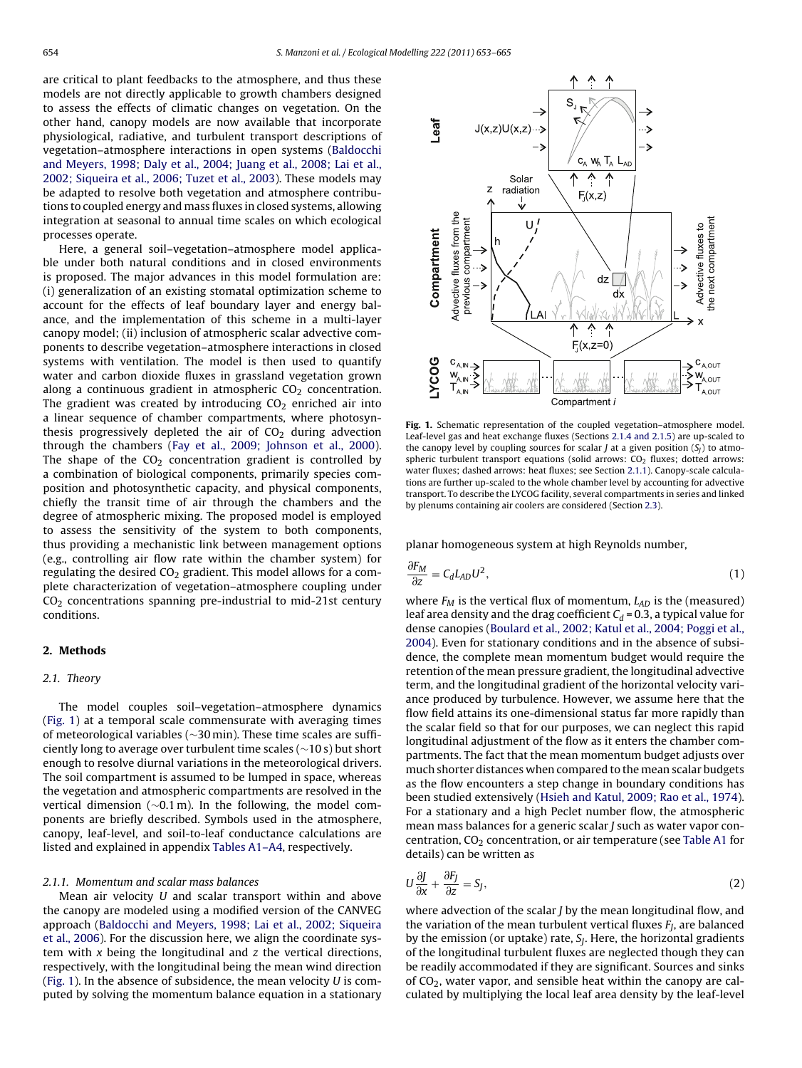are critical to plant feedbacks to the atmosphere, and thus these models are not directly applicable to growth chambers designed to assess the effects of climatic changes on vegetation. On the other hand, canopy models are now available that incorporate physiological, radiative, and turbulent transport descriptions of vegetation–atmosphere interactions in open systems (Baldocchi and Meyers, 1998; Daly et al., 2004; Juang et al., 2008; Lai et al., 2002; Siqueira et al., 2006; Tuzet et al., 2003). These models may be adapted to resolve both vegetation and atmosphere contributions to coupled energy and mass fluxes in closed systems, allowing integration at seasonal to annual time scales on which ecological processes operate.

Here, a general soil–vegetation–atmosphere model applicable under both natural conditions and in closed environments is proposed. The major advances in this model formulation are: (i) generalization of an existing stomatal optimization scheme to account for the effects of leaf boundary layer and energy balance, and the implementation of this scheme in a multi-layer canopy model; (ii) inclusion of atmospheric scalar advective components to describe vegetation–atmosphere interactions in closed systems with ventilation. The model is then used to quantify water and carbon dioxide fluxes in grassland vegetation grown along a continuous gradient in atmospheric $CO_2$ concentration. The gradient was created by introducing $CO_2$ enriched air into a linear sequence of chamber compartments, where photosynthesis progressively depleted the air of $CO_2$ during advection through the chambers (Fay et al., 2009; Johnson et al., 2000). The shape of the $CO_2$ concentration gradient is controlled by a combination of biological components, primarily species composition and photosynthetic capacity, and physical components, chiefly the transit time of air through the chambers and the degree of atmospheric mixing. The proposed model is employed to assess the sensitivity of the system to both components, thus providing a mechanistic link between management options (e.g., controlling air flow rate within the chamber system) for regulating the desired $CO_2$ gradient. This model allows for a complete characterization of vegetation–atmosphere coupling under $CO_2$ concentrations spanning pre-industrial to mid-21st century conditions.

## 2. Methods

### 2.1. Theory

The model couples soil–vegetation–atmosphere dynamics (Fig. 1) at a temporal scale commensurate with averaging times of meteorological variables (∼30 min). These time scales are sufficiently long to average over turbulent time scales (∼10 s) but short enough to resolve diurnal variations in the meteorological drivers. The soil compartment is assumed to be lumped in space, whereas the vegetation and atmospheric compartments are resolved in the vertical dimension (∼0.1 m). In the following, the model components are briefly described. Symbols used in the atmosphere, canopy, leaf-level, and soil-to-leaf conductance calculations are listed and explained in appendix Tables A1–A4, respectively.

#### 2.1.1. Momentum and scalar mass balances

Mean air velocity $U$ and scalar transport within and above the canopy are modeled using a modified version of the CANVEG approach (Baldocchi and Meyers, 1998; Lai et al., 2002; Siqueira et al., 2006). For the discussion here, we align the coordinate system with $x$ being the longitudinal and $z$ the vertical directions, respectively, with the longitudinal being the mean wind direction (Fig. 1). In the absence of subsidence, the mean velocity $U$ is computed by solving the momentum balance equation in a stationary planar homogeneous system at high Reynolds number,

**Fig. 1.** Schematic representation of the coupled vegetation–atmosphere model. Leaf-level gas and heat exchange fluxes (Sections 2.1.4 and 2.1.5) are up-scaled to the canopy level by coupling sources for scalar $J$ at a given position ($S_J$) to atmospheric turbulent transport equations (solid arrows: $CO_2$ fluxes; dotted arrows: water fluxes; dashed arrows: heat fluxes; see Section 2.1.1). Canopy-scale calculations are further up-scaled to the whole chamber level by accounting for advective transport. To describe the LYCOG facility, several compartments in series and linked by plenums containing air coolers are considered (Section 2.3).

$$\frac{\partial F_M}{\partial z} = C_d L_{AD} U^2, \tag{1}$$

where $F_M$ is the vertical flux of momentum, $L_{AD}$ is the (measured) leaf area density and the drag coefficient $C_d = 0.3$, a typical value for dense canopies (Boulard et al., 2002; Katul et al., 2004; Poggi et al., 2004). Even for stationary conditions and in the absence of subsidence, the complete mean momentum budget would require the retention of the mean pressure gradient, the longitudinal advective term, and the longitudinal gradient of the horizontal velocity variance produced by turbulence. However, we assume here that the flow field attains its one-dimensional status far more rapidly than the scalar field so that for our purposes, we can neglect this rapid longitudinal adjustment of the flow as it enters the chamber compartments. The fact that the mean momentum budget adjusts over much shorter distances when compared to the mean scalar budgets as the flow encounters a step change in boundary conditions has been studied extensively (Hsieh and Katul, 2009; Rao et al., 1974). For a stationary and a high Peclet number flow, the atmospheric mean mass balances for a generic scalar $J$ such as water vapor concentration, $CO_2$ concentration, or air temperature (see Table A1 for details) can be written as

$$U\frac{\partial J}{\partial x} + \frac{\partial F_J}{\partial z} = S_J, \tag{2}$$

where advection of the scalar $J$ by the mean longitudinal flow, and the variation of the mean turbulent vertical fluxes $F_J$, are balanced by the emission (or uptake) rate, $S_J$. Here, the horizontal gradients of the longitudinal turbulent fluxes are neglected though they can be readily accommodated if they are significant. Sources and sinks of $CO_2$, water vapor, and sensible heat within the canopy are calculated by multiplying the local leaf area density by the leaf-level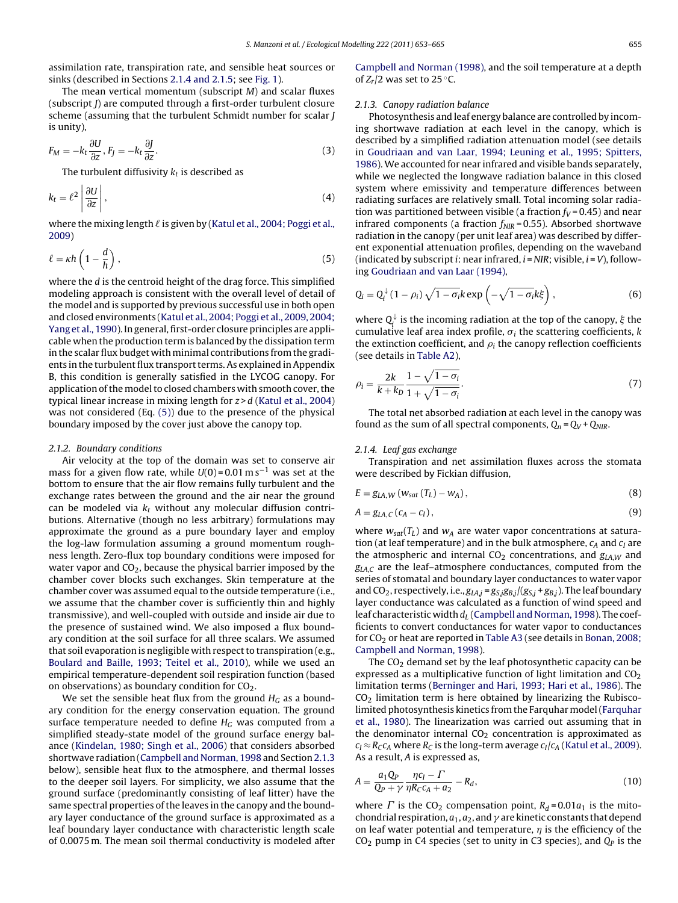assimilation rate, transpiration rate, and sensible heat sources or sinks (described in Sections 2.1.4 and 2.1.5; see Fig. 1).

The mean vertical momentum (subscript $M$) and scalar fluxes (subscript $J$) are computed through a first-order turbulent closure scheme (assuming that the turbulent Schmidt number for scalar $J$ is unity),

$$F_M = -k_t \frac{\partial U}{\partial z}, F_J = -k_t \frac{\partial J}{\partial z}. \tag{3}$$

The turbulent diffusivity $k_t$ is described as

$$k_t = \ell^2 \left| \frac{\partial U}{\partial z} \right|, \tag{4}$$

where the mixing length $\ell$ is given by (Katul et al., 2004; Poggi et al., 2009)

$$\ell = \kappa h \left(1 - \frac{d}{h}\right), \tag{5}$$

where the $d$ is the centroid height of the drag force. This simplified modeling approach is consistent with the overall level of detail of the model and is supported by previous successful use in both open and closed environments (Katul et al., 2004; Poggi et al., 2009, 2004; Yang et al., 1990). In general, first-order closure principles are applicable when the production term is balanced by the dissipation term in the scalar flux budget with minimal contributions from the gradients in the turbulent flux transport terms. As explained in Appendix B, this condition is generally satisfied in the LYCOG canopy. For application of the model to closed chambers with smooth cover, the typical linear increase in mixing length for $z > d$ (Katul et al., 2004) was not considered (Eq. (5)) due to the presence of the physical boundary imposed by the cover just above the canopy top.

### 2.1.2. Boundary conditions

Air velocity at the top of the domain was set to conserve air mass for a given flow rate, while $U(0) = 0.01\ \mathrm{m\,s^{-1}}$ was set at the bottom to ensure that the air flow remains fully turbulent and the exchange rates between the ground and the air near the ground can be modeled via $k_t$ without any molecular diffusion contributions. Alternative (though no less arbitrary) formulations may approximate the ground as a pure boundary layer and employ the log-law formulation assuming a ground momentum roughness length. Zero-flux top boundary conditions were imposed for water vapor and $CO_2$, because the physical barrier imposed by the chamber cover blocks such exchanges. Skin temperature at the chamber cover was assumed equal to the outside temperature (i.e., we assume that the chamber cover is sufficiently thin and highly transmissive), and well-coupled with outside and inside air due to the presence of sustained wind. We also imposed a flux boundary condition at the soil surface for all three scalars. We assumed that soil evaporation is negligible with respect to transpiration (e.g., Boulard and Baille, 1993; Teitel et al., 2010), while we used an empirical temperature-dependent soil respiration function (based on observations) as boundary condition for $CO_2$.

We set the sensible heat flux from the ground $H_G$ as a boundary condition for the energy conservation equation. The ground surface temperature needed to define $H_G$ was computed from a simplified steady-state model of the ground surface energy balance (Kindelan, 1980; Singh et al., 2006) that considers absorbed shortwave radiation (Campbell and Norman, 1998 and Section 2.1.3 below), sensible heat flux to the atmosphere, and thermal losses to the deeper soil layers. For simplicity, we also assume that the ground surface (predominantly consisting of leaf litter) have the same spectral properties of the leaves in the canopy and the boundary layer conductance of the ground surface is approximated as a leaf boundary layer conductance with characteristic length scale of 0.0075 m. The mean soil thermal conductivity is modeled after Campbell and Norman (1998), and the soil temperature at a depth of $Z_r/2$ was set to 25 °C.

### 2.1.3. Canopy radiation balance

Photosynthesis and leaf energy balance are controlled by incoming shortwave radiation at each level in the canopy, which is described by a simplified radiation attenuation model (see details in Goudriaan and van Laar, 1994; Leuning et al., 1995; Spitters, 1986). We accounted for near infrared and visible bands separately, while we neglected the longwave radiation balance in this closed system where emissivity and temperature differences between radiating surfaces are relatively small. Total incoming solar radiation was partitioned between visible (a fraction $f_V = 0.45$) and near infrared components (a fraction $f_{NIR} = 0.55$). Absorbed shortwave radiation in the canopy (per unit leaf area) was described by different exponential attenuation profiles, depending on the waveband (indicated by subscript $i$: near infrared, $i = NIR$; visible, $i = V$), following Goudriaan and van Laar (1994),

$$Q_i = Q_i^{\downarrow}(1 - \rho_i)\sqrt{1 - \sigma_i}\,k \exp\left(-\sqrt{1 - \sigma_i}\,k\xi\right), \tag{6}$$

where $Q_i^{\downarrow}$ is the incoming radiation at the top of the canopy, $\xi$ the cumulative leaf area index profile, $\sigma_i$ the scattering coefficients, $k$ the extinction coefficient, and $\rho_i$ the canopy reflection coefficients (see details in Table A2),

$$\rho_i = \frac{2k}{k + k_D}\frac{1 - \sqrt{1 - \sigma_i}}{1 + \sqrt{1 - \sigma_i}}. \tag{7}$$

The total net absorbed radiation at each level in the canopy was found as the sum of all spectral components, $Q_n = Q_V + Q_{NIR}$.

### 2.1.4. Leaf gas exchange

Transpiration and net assimilation fluxes across the stomata were described by Fickian diffusion,

$$E = g_{LA,W}\left(w_{sat}(T_L) - w_A\right), \tag{8}$$

$$A = g_{LA,C}\left(c_A - c_I\right), \tag{9}$$

where $w_{sat}(T_L)$ and $w_A$ are water vapor concentrations at saturation (at leaf temperature) and in the bulk atmosphere, $c_A$ and $c_I$ are the atmospheric and internal $CO_2$ concentrations, and $g_{LA,W}$ and $g_{LA,C}$ are the leaf–atmosphere conductances, computed from the series of stomatal and boundary layer conductances to water vapor and $CO_2$, respectively, i.e., $g_{LA,j} = g_{S,j}g_{B,j}/(g_{S,j} + g_{B,j})$. The leaf boundary layer conductance was calculated as a function of wind speed and leaf characteristic width $d_L$ (Campbell and Norman, 1998). The coefficients to convert conductances for $CO_2$ or heat are reported in Table A3 (see details in Bonan, 2008; Campbell and Norman, 1998).

The $CO_2$ demand set by the leaf photosynthetic capacity can be expressed as a multiplicative function of light limitation and $CO_2$ limitation terms (Berninger and Hari, 1993; Hari et al., 1986). The $CO_2$ limitation term is here obtained by linearizing the Rubisco-limited photosynthesis kinetics from the Farquhar model (Farquhar et al., 1980). The linearization was carried out assuming that in the denominator internal $CO_2$ concentration is approximated as $c_I \approx R_C c_A$ where $R_C$ is the long-term average $c_I/c_A$ (Katul et al., 2009). As a result, $A$ is expressed as,

$$A = \frac{a_1 Q_P}{Q_P + \gamma}\frac{\eta c_I - \Gamma}{\eta R_C c_A + a_2} - R_d, \tag{10}$$

where $\Gamma$ is the $CO_2$ compensation point, $R_d = 0.01a_1$ is the mitochondrial respiration, $a_1$, $a_2$, and $\gamma$ are kinetic constants that depend on leaf water potential and temperature, $\eta$ is the efficiency of the $CO_2$ pump in C4 species (set to unity in C3 species), and $Q_P$ is the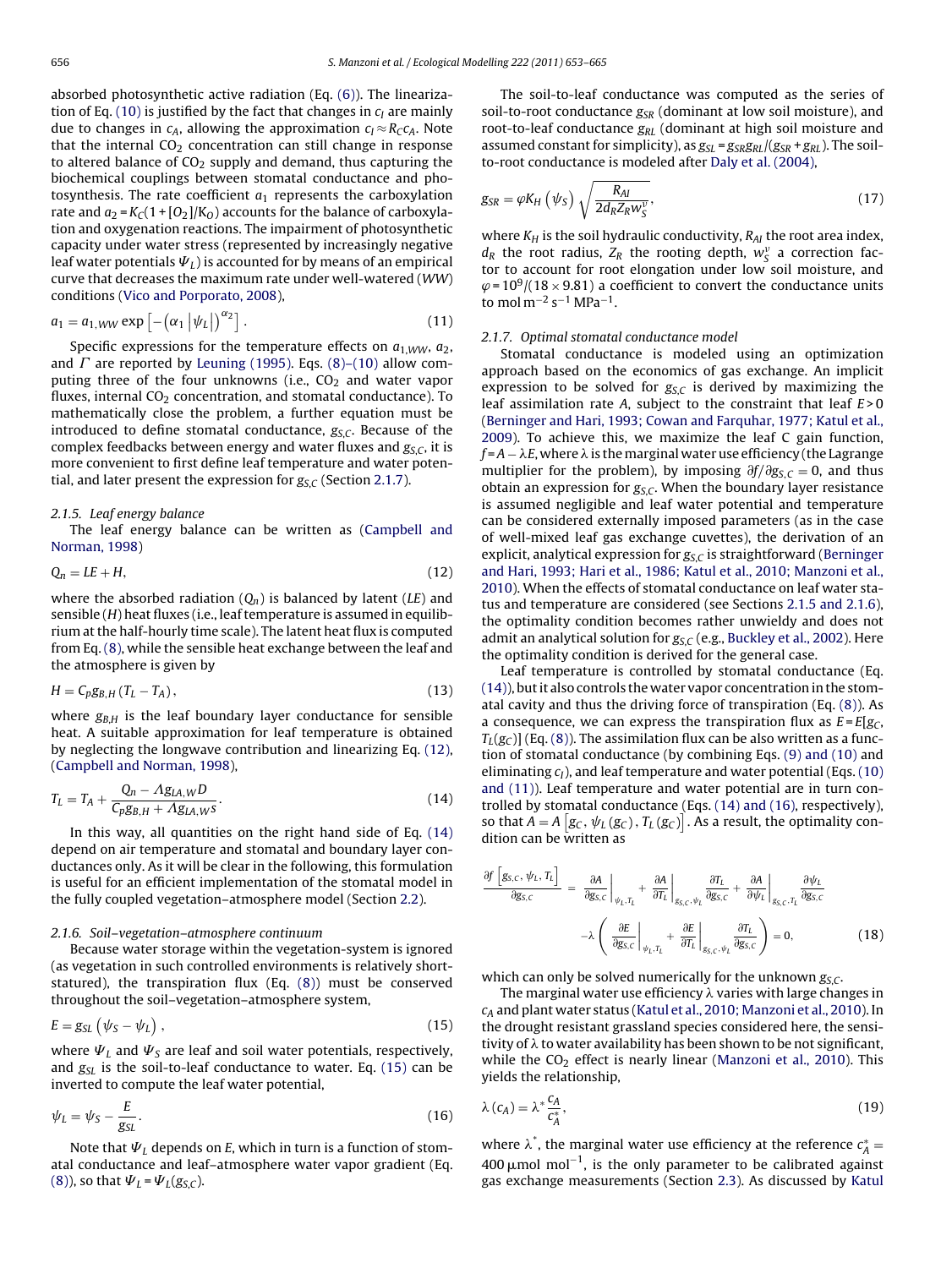absorbed photosynthetic active radiation (Eq. (6)). The linearization of Eq. (10) is justified by the fact that changes in $c_I$ are mainly due to changes in $c_A$, allowing the approximation $c_I \approx R_C c_A$. Note that the internal $CO_2$ concentration can still change in response to altered balance of $CO_2$ supply and demand, thus capturing the biochemical couplings between stomatal conductance and photosynthesis. The rate coefficient $a_1$ represents the carboxylation rate and $a_2 = K_C(1+[O_2]/K_O)$ accounts for the balance of carboxylation and oxygenation reactions. The impairment of photosynthetic capacity under water stress (represented by increasingly negative leaf water potentials $\Psi_L$) is accounted for by means of an empirical curve that decreases the maximum rate under well-watered (*WW*) conditions (Vico and Porporato, 2008),

$$a_1 = a_{1,WW} \exp\left[-\left(\alpha_1 \left|\psi_L\right|\right)^{\alpha_2}\right]. \tag{11}$$

Specific expressions for the temperature effects on $a_{1,WW}$, $a_2$, and $\Gamma$ are reported by Leuning (1995). Eqs. (8)–(10) allow computing three of the four unknowns (i.e., $CO_2$ and water vapor fluxes, internal $CO_2$ concentration, and stomatal conductance). To mathematically close the problem, a further equation must be introduced to define stomatal conductance, $g_{S,C}$. Because of the complex feedbacks between energy and water fluxes and $g_{S,C}$, it is more convenient to first define leaf temperature and water potential, and later present the expression for $g_{S,C}$ (Section 2.1.7).

### 2.1.5. Leaf energy balance

The leaf energy balance can be written as (Campbell and Norman, 1998)

$$Q_n = LE + H, \tag{12}$$

where the absorbed radiation ($Q_n$) is balanced by latent ($LE$) and sensible ($H$) heat fluxes (i.e., leaf temperature is assumed in equilibrium at the half-hourly time scale). The latent heat flux is computed from Eq. (8), while the sensible heat exchange between the leaf and the atmosphere is given by

$$H = C_p g_{B,H}\left(T_L - T_A\right), \tag{13}$$

where $g_{B,H}$ is the leaf boundary layer conductance for sensible heat. A suitable approximation for leaf temperature is obtained by neglecting the longwave contribution and linearizing Eq. (12), (Campbell and Norman, 1998),

$$T_L = T_A + \frac{Q_n - \Lambda g_{LA,W} D}{C_p g_{B,H} + \Lambda g_{LA,W} s}. \tag{14}$$

In this way, all quantities on the right hand side of Eq. (14) depend on air temperature and stomatal and boundary layer conductances only. As it will be clear in the following, this formulation is useful for an efficient implementation of the stomatal model in the fully coupled vegetation–atmosphere model (Section 2.2).

### 2.1.6. Soil–vegetation–atmosphere continuum

Because water storage within the vegetation-system is ignored (as vegetation in such controlled environments is relatively short-statured), the transpiration flux (Eq. (8)) must be conserved throughout the soil–vegetation–atmosphere system,

$$E = g_{SL}\left(\psi_S - \psi_L\right), \tag{15}$$

where $\Psi_L$ and $\Psi_S$ are leaf and soil water potentials, respectively, and $g_{SL}$ is the soil-to-leaf conductance to water. Eq. (15) can be inverted to compute the leaf water potential,

$$\psi_L = \psi_S - \frac{E}{g_{SL}}. \tag{16}$$

Note that $\Psi_L$ depends on $E$, which in turn is a function of stomatal conductance and leaf–atmosphere water vapor gradient (Eq. (8)), so that $\Psi_L = \Psi_L(g_{S,C})$.

The soil-to-leaf conductance was computed as the series of soil-to-root conductance $g_{SR}$ (dominant at low soil moisture), and root-to-leaf conductance $g_{RL}$ (dominant at high soil moisture and assumed constant for simplicity), as $g_{SL} = g_{SR}g_{RL}/(g_{SR}+g_{RL})$. The soil-to-root conductance is modeled after Daly et al. (2004),

$$g_{SR} = \varphi K_H\left(\psi_S\right)\sqrt{\frac{R_{AI}}{2 d_R Z_R w_S^{\nu}}}, \tag{17}$$

where $K_H$ is the soil hydraulic conductivity, $R_{AI}$ the root area index, $d_R$ the root radius, $Z_R$ the rooting depth, $w_S^{\nu}$ a correction factor to account for root elongation under low soil moisture, and $\varphi = 10^9/(18 \times 9.81)$ a coefficient to convert the conductance units to mol m$^{-2}$ s$^{-1}$ MPa$^{-1}$.

### 2.1.7. Optimal stomatal conductance model

Stomatal conductance is modeled using an optimization approach based on the economics of gas exchange. An implicit expression to be solved for $g_{S,C}$ is derived by maximizing the leaf assimilation rate $A$, subject to the constraint that leaf $E>0$ (Berninger and Hari, 1993; Cowan and Farquhar, 1977; Katul et al., 2009). To achieve this, we maximize the leaf C gain function, $f = A - \lambda E$, where $\lambda$ is the marginal water use efficiency (the Lagrange multiplier for the problem), by imposing $\partial f/\partial g_{S,C} = 0$, and thus obtain an expression for $g_{S,C}$. When the boundary layer resistance is assumed negligible and leaf water potential and temperature can be considered externally imposed parameters (as in the case of well-mixed leaf gas exchange cuvettes), the derivation of an explicit, analytical expression for $g_{S,C}$ is straightforward (Berninger and Hari, 1993; Hari et al., 1986; Katul et al., 2010; Manzoni et al., 2010). When the effects of stomatal conductance on leaf water status and temperature are considered (see Sections 2.1.5 and 2.1.6), the optimality condition becomes rather unwieldy and does not admit an analytical solution for $g_{S,C}$ (e.g., Buckley et al., 2002). Here the optimality condition is derived for the general case.

Leaf temperature is controlled by stomatal conductance (Eq. (14)), but it also controls the water vapor concentration in the stomatal cavity and thus the driving force of transpiration (Eq. (8)). As a consequence, we can express the transpiration flux as $E = E[g_C, T_L(g_C)]$ (Eq. (8)). The assimilation flux can be also written as a function of stomatal conductance (by combining Eqs. (9) and (10) and eliminating $c_I$), and leaf temperature and water potential (Eqs. (10) and (11)). Leaf temperature and water potential are in turn controlled by stomatal conductance (Eqs. (14) and (16), respectively), so that $A = A\left[g_C, \psi_L(g_C), T_L(g_C)\right]$. As a result, the optimality condition can be written as

$$\frac{\partial f\left[g_{S,C}, \psi_L, T_L\right]}{\partial g_{S,C}} = \left.\frac{\partial A}{\partial g_{S,C}}\right|_{\psi_L,T_L} + \left.\frac{\partial A}{\partial T_L}\right|_{g_{S,C},\psi_L}\frac{\partial T_L}{\partial g_{S,C}} + \left.\frac{\partial A}{\partial \psi_L}\right|_{g_{S,C},T_L}\frac{\partial \psi_L}{\partial g_{S,C}} - \lambda\left(\left.\frac{\partial E}{\partial g_{S,C}}\right|_{\psi_L,T_L} + \left.\frac{\partial E}{\partial T_L}\right|_{g_{S,C},\psi_L}\frac{\partial T_L}{\partial g_{S,C}}\right) = 0, \tag{18}$$

which can only be solved numerically for the unknown $g_{S,C}$.

The marginal water use efficiency $\lambda$ varies with large changes in $c_A$ and plant water status (Katul et al., 2010; Manzoni et al., 2010). In the drought resistant grassland species considered here, the sensitivity of $\lambda$ to water availability has been shown to be not significant, while the $CO_2$ effect is nearly linear (Manzoni et al., 2010). This yields the relationship,

$$\lambda\left(c_A\right) = \lambda^* \frac{c_A}{c_A^*}, \tag{19}$$

where $\lambda^*$, the marginal water use efficiency at the reference $c_A^* = 400\,\mu$mol mol$^{-1}$, is the only parameter to be calibrated against gas exchange measurements (Section 2.3). As discussed by Katul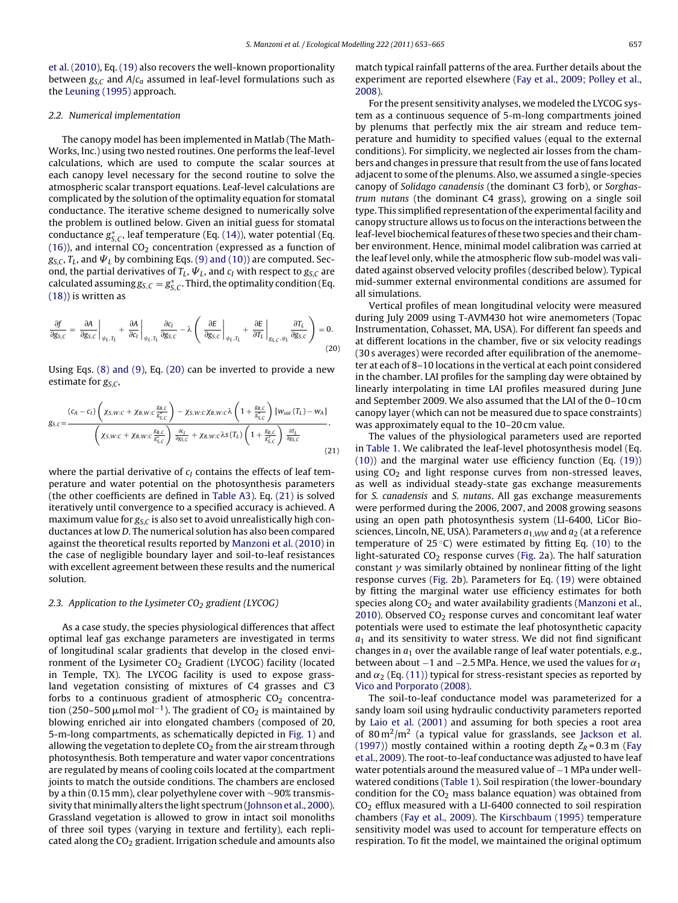et al. (2010), Eq. (19) also recovers the well-known proportionality between $g_{S,C}$ and $A/c_a$ assumed in leaf-level formulations such as the Leuning (1995) approach.

### 2.2. Numerical implementation

The canopy model has been implemented in Matlab (The MathWorks, Inc.) using two nested routines. One performs the leaf-level calculations, which are used to compute the scalar sources at each canopy level necessary for the second routine to solve the atmospheric scalar transport equations. Leaf-level calculations are complicated by the solution of the optimality equation for stomatal conductance. The iterative scheme designed to numerically solve the problem is outlined below. Given an initial guess for stomatal conductance $g^*_{S,C}$, leaf temperature (Eq. (14)), water potential (Eq. (16)), and internal $CO_2$ concentration (expressed as a function of $g_{S,C}$, $T_L$, and $\Psi_L$ by combining Eqs. (9) and (10)) are computed. Second, the partial derivatives of $T_L$, $\Psi_L$, and $c_I$ with respect to $g_{S,C}$ are calculated assuming $g_{S,C} = g^*_{S,C}$. Third, the optimality condition (Eq. (18)) is written as

$$\frac{\partial f}{\partial g_{S,C}} = \left.\frac{\partial A}{\partial g_{S,C}}\right|_{\psi_L,T_L} + \left.\frac{\partial A}{\partial c_I}\right|_{\psi_L,T_L}\frac{\partial c_I}{\partial g_{S,C}} - \lambda\left(\left.\frac{\partial E}{\partial g_{S,C}}\right|_{\psi_L,T_L} + \left.\frac{\partial E}{\partial T_L}\right|_{g_{S,C},\psi_L}\frac{\partial T_L}{\partial g_{S,C}}\right) = 0. \tag{20}$$

Using Eqs. (8) and (9), Eq. (20) can be inverted to provide a new estimate for $g_{S,C}$,

$$g_{S,C} = \frac{(c_A - c_I)\left(\chi_{S,W:C} + \chi_{B,W:C}\frac{g_{B,C}}{g^*_{S,C}}\right) - \chi_{S,W:C}\chi_{B,W:C}\lambda\left(1 + \frac{g_{B,C}}{g^*_{S,C}}\right)[w_{sat}(T_L) - w_A]}{\left(\chi_{S,W:C} + \chi_{B,W:C}\frac{g_{B,C}}{g^*_{S,C}}\right)\frac{\partial c_I}{\partial g_{S,C}} + \chi_{B,W:C}\lambda s(T_L)\left(1 + \frac{g_{B,C}}{g^*_{S,C}}\right)\frac{\partial T_L}{\partial g_{S,C}}}, \tag{21}$$

where the partial derivative of $c_I$ contains the effects of leaf temperature and water potential on the photosynthesis parameters (the other coefficients are defined in Table A3). Eq. (21) is solved iteratively until convergence to a specified accuracy is achieved. A maximum value for $g_{S,C}$ is also set to avoid unrealistically high conductances at low $D$. The numerical solution has also been compared against the theoretical results reported by Manzoni et al. (2010) in the case of negligible boundary layer and soil-to-leaf resistances with excellent agreement between these results and the numerical solution.

### 2.3. Application to the Lysimeter $CO_2$ gradient (LYCOG)

As a case study, the species physiological differences that affect optimal leaf gas exchange parameters are investigated in terms of longitudinal scalar gradients that develop in the closed environment of the Lysimeter $CO_2$ Gradient (LYCOG) facility (located in Temple, TX). The LYCOG facility is used to expose grassland vegetation consisting of mixtures of C4 grasses and C3 forbs to a continuous gradient of atmospheric $CO_2$ concentration (250–500 μmol mol$^{-1}$). The gradient of $CO_2$ is maintained by blowing enriched air into elongated chambers (composed of 20, 5-m-long compartments, as schematically depicted in Fig. 1) and allowing the vegetation to deplete $CO_2$ from the air stream through photosynthesis. Both temperature and water vapor concentrations are regulated by means of cooling coils located at the compartment joints to match the outside conditions. The chambers are enclosed by a thin (0.15 mm), clear polyethylene cover with ~90% transmissivity that minimally alters the light spectrum (Johnson et al., 2000). Grassland vegetation is allowed to grow in intact soil monoliths of three soil types (varying in texture and fertility), each replicated along the $CO_2$ gradient. Irrigation schedule and amounts also match typical rainfall patterns of the area. Further details about the experiment are reported elsewhere (Fay et al., 2009; Polley et al., 2008).

For the present sensitivity analyses, we modeled the LYCOG system as a continuous sequence of 5-m-long compartments joined by plenums that perfectly mix the air stream and reduce temperature and humidity to specified values (equal to the external conditions). For simplicity, we neglected air losses from the chambers and changes in pressure that result from the use of fans located adjacent to some of the plenums. Also, we assumed a single-species canopy of *Solidago canadensis* (the dominant C3 forb), or *Sorghastrum nutans* (the dominant C4 grass), growing on a single soil type. This simplified representation of the experimental facility and canopy structure allows us to focus on the interactions between the leaf-level biochemical features of these two species and their chamber environment. Hence, minimal model calibration was carried at the leaf level only, while the atmospheric flow sub-model was validated against observed velocity profiles (described below). Typical mid-summer external environmental conditions are assumed for all simulations.

Vertical profiles of mean longitudinal velocity were measured during July 2009 using T-AVM430 hot wire anemometers (Topac Instrumentation, Cohasset, MA, USA). For different fan speeds and at different locations in the chamber, five or six velocity readings (30 s averages) were recorded after equilibration of the anemometer at each of 8–10 locations in the vertical at each point considered in the chamber. LAI profiles for the sampling day were obtained by linearly interpolating in time LAI profiles measured during June and September 2009. We also assumed that the LAI of the 0–10 cm canopy layer (which can not be measured due to space constraints) was approximately equal to the 10–20 cm value.

The values of the physiological parameters used are reported in Table 1. We calibrated the leaf-level photosynthesis model (Eq. (10)) and the marginal water use efficiency function (Eq. (19)) using $CO_2$ and light response curves from non-stressed leaves, as well as individual steady-state gas exchange measurements for *S. canadensis* and *S. nutans*. All gas exchange measurements were performed during the 2006, 2007, and 2008 growing seasons using an open path photosynthesis system (LI-6400, LiCor Biosciences, Lincoln, NE, USA). Parameters $a_{1,WW}$ and $a_2$ (at a reference temperature of 25 °C) were estimated by fitting Eq. (10) to the light-saturated $CO_2$ response curves (Fig. 2a). The half saturation constant $\gamma$ was similarly obtained by nonlinear fitting of the light response curves (Fig. 2b). Parameters for Eq. (19) were obtained by fitting the marginal water use efficiency estimates for both species along $CO_2$ and water availability gradients (Manzoni et al., 2010). Observed $CO_2$ response curves and concomitant leaf water potentials were used to estimate the leaf photosynthetic capacity $a_1$ and its sensitivity to water stress. We did not find significant changes in $a_1$ over the available range of leaf water potentials, e.g., between about −1 and −2.5 MPa. Hence, we used the values for $\alpha_1$ and $\alpha_2$ (Eq. (11)) typical for stress-resistant species as reported by Vico and Porporato (2008).

The soil-to-leaf conductance model was parameterized for a sandy loam soil using hydraulic conductivity parameters reported by Laio et al. (2001) and assuming for both species a root area of 80 m$^2$/m$^2$ (a typical value for grasslands, see Jackson et al. (1997)) mostly contained within a rooting depth $Z_R$ = 0.3 m (Fay et al., 2009). The root-to-leaf conductance was adjusted to have leaf water potentials around the measured value of −1 MPa under well-watered conditions (Table 1). Soil respiration (the lower-boundary condition for the $CO_2$ mass balance equation) was obtained from $CO_2$ efflux measured with a LI-6400 connected to soil respiration chambers (Fay et al., 2009). The Kirschbaum (1995) temperature sensitivity model was used to account for temperature effects on respiration. To fit the model, we maintained the original optimum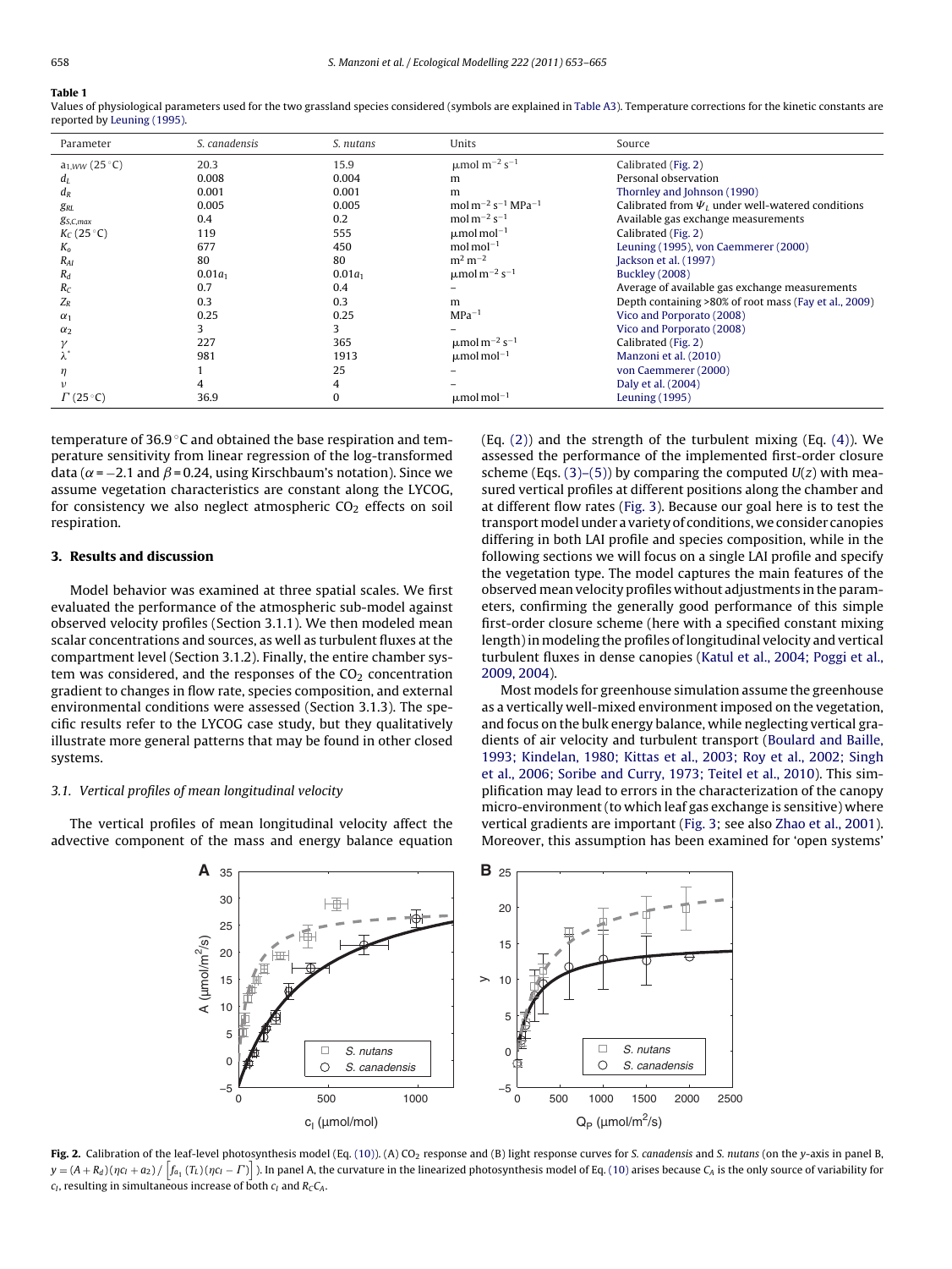**Table 1**

Values of physiological parameters used for the two grassland species considered (symbols are explained in Table A3). Temperature corrections for the kinetic constants are reported by Leuning (1995).

| Parameter | *S. canadensis* | *S. nutans* | Units | Source |
|---|---|---|---|---|
| $a_{1,WW}$ (25 °C) | 20.3 | 15.9 | $\mu$mol m$^{-2}$ s$^{-1}$ | Calibrated (Fig. 2) |
| $d_L$ | 0.008 | 0.004 | m | Personal observation |
| $d_R$ | 0.001 | 0.001 | m | Thornley and Johnson (1990) |
| $g_{RL}$ | 0.005 | 0.005 | mol m$^{-2}$ s$^{-1}$ MPa$^{-1}$ | Calibrated from $\Psi_L$ under well-watered conditions |
| $g_{S,C,max}$ | 0.4 | 0.2 | mol m$^{-2}$ s$^{-1}$ | Available gas exchange measurements |
| $K_C$ (25 °C) | 119 | 555 | $\mu$mol mol$^{-1}$ | Calibrated (Fig. 2) |
| $K_o$ | 677 | 450 | mol mol$^{-1}$ | Leuning (1995), von Caemmerer (2000) |
| $R_{AI}$ | 80 | 80 | m$^2$ m$^{-2}$ | Jackson et al. (1997) |
| $R_d$ | $0.01a_1$ | $0.01a_1$ | $\mu$mol m$^{-2}$ s$^{-1}$ | Buckley (2008) |
| $R_C$ | 0.7 | 0.4 | – | Average of available gas exchange measurements |
| $Z_R$ | 0.3 | 0.3 | m | Depth containing >80% of root mass (Fay et al., 2009) |
| $\alpha_1$ | 0.25 | 0.25 | MPa$^{-1}$ | Vico and Porporato (2008) |
| $\alpha_2$ | 3 | 3 | – | Vico and Porporato (2008) |
| $\gamma$ | 227 | 365 | $\mu$mol m$^{-2}$ s$^{-1}$ | Calibrated (Fig. 2) |
| $\lambda^*$ | 981 | 1913 | $\mu$mol mol$^{-1}$ | Manzoni et al. (2010) |
| $\eta$ | 1 | 25 | – | von Caemmerer (2000) |
| $\nu$ | 4 | 4 | – | Daly et al. (2004) |
| $\Gamma$ (25 °C) | 36.9 | 0 | $\mu$mol mol$^{-1}$ | Leuning (1995) |

temperature of 36.9 °C and obtained the base respiration and temperature sensitivity from linear regression of the log-transformed data ($\alpha = -2.1$ and $\beta = 0.24$, using Kirschbaum's notation). Since we assume vegetation characteristics are constant along the LYCOG, for consistency we also neglect atmospheric $CO_2$ effects on soil respiration.

## 3. Results and discussion

Model behavior was examined at three spatial scales. We first evaluated the performance of the atmospheric sub-model against observed velocity profiles (Section 3.1.1). We then modeled mean scalar concentrations and sources, as well as turbulent fluxes at the compartment level (Section 3.1.2). Finally, the entire chamber system was considered, and the responses of the $CO_2$ concentration gradient to changes in flow rate, species composition, and external environmental conditions were assessed (Section 3.1.3). The specific results refer to the LYCOG case study, but they qualitatively illustrate more general patterns that may be found in other closed systems.

### 3.1. Vertical profiles of mean longitudinal velocity

The vertical profiles of mean longitudinal velocity affect the advective component of the mass and energy balance equation (Eq. (2)) and the strength of the turbulent mixing (Eq. (4)). We assessed the performance of the implemented first-order closure scheme (Eqs. (3)–(5)) by comparing the computed $U(z)$ with measured vertical profiles at different positions along the chamber and at different flow rates (Fig. 3). Because our goal here is to test the transport model under a variety of conditions, we consider canopies differing in both LAI profile and species composition, while in the following sections we will focus on a single LAI profile and specify the vegetation type. The model captures the main features of the observed mean velocity profiles without adjustments in the parameters, confirming the generally good performance of this simple first-order closure scheme (here with a specified constant mixing length) in modeling the profiles of longitudinal velocity and vertical turbulent fluxes in dense canopies (Katul et al., 2004; Poggi et al., 2009, 2004).

Most models for greenhouse simulation assume the greenhouse as a vertically well-mixed environment imposed on the vegetation, and focus on the bulk energy balance, while neglecting vertical gradients of air velocity and turbulent transport (Boulard and Baille, 1993; Kindelan, 1980; Kittas et al., 2003; Roy et al., 2002; Singh et al., 2006; Soribe and Curry, 1973; Teitel et al., 2010). This simplification may lead to errors in the characterization of the canopy micro-environment (to which leaf gas exchange is sensitive) where vertical gradients are important (Fig. 3; see also Zhao et al., 2001). Moreover, this assumption has been examined for 'open systems'

**Fig. 2.** Calibration of the leaf-level photosynthesis model (Eq. (10)). (A) $CO_2$ response and (B) light response curves for *S. canadensis* and *S. nutans* (on the *y*-axis in panel B, $y = (A + R_d)(\eta c_i + a_2) / \left[ f_{a_1}(T_L)(\eta c_i - \Gamma) \right]$ ). In panel A, the curvature in the linearized photosynthesis model of Eq. (10) arises because $C_A$ is the only source of variability for $c_i$, resulting in simultaneous increase of both $c_i$ and $R_C C_A$.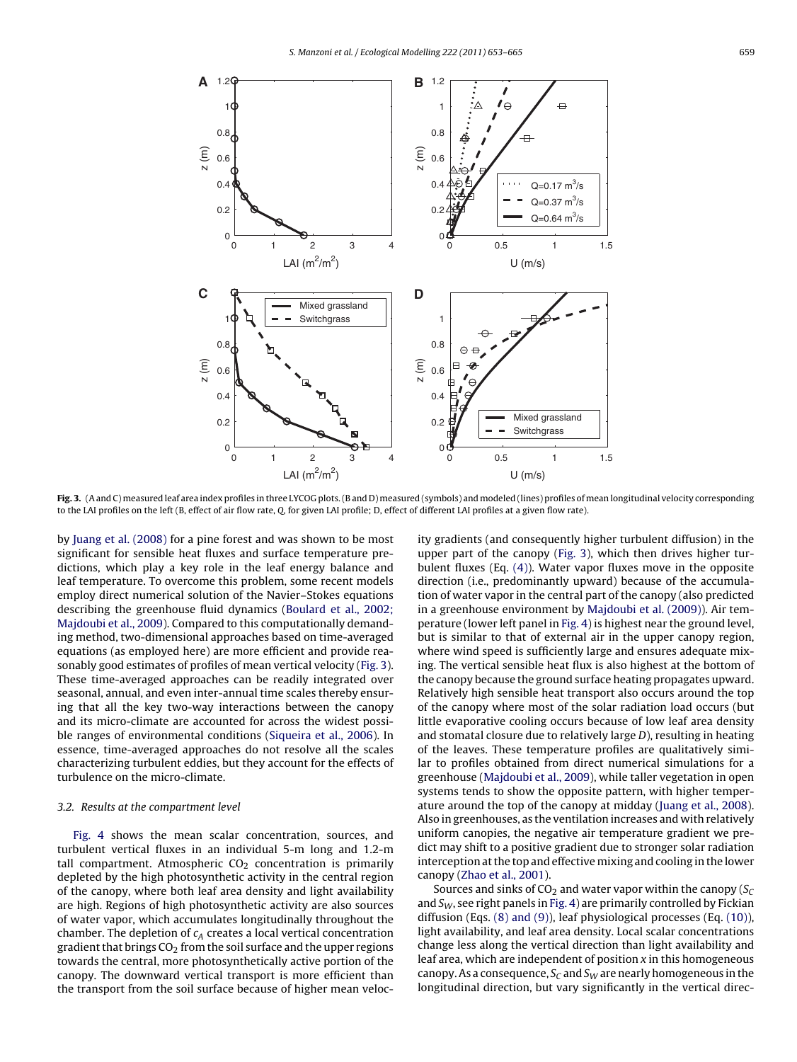**Fig. 3.** (A and C) measured leaf area index profiles in three LYCOG plots. (B and D) measured (symbols) and modeled (lines) profiles of mean longitudinal velocity corresponding to the LAI profiles on the left (B, effect of air flow rate, *Q*, for given LAI profile; D, effect of different LAI profiles at a given flow rate).

by Juang et al. (2008) for a pine forest and was shown to be most significant for sensible heat fluxes and surface temperature predictions, which play a key role in the leaf energy balance and leaf temperature. To overcome this problem, some recent models employ direct numerical solution of the Navier–Stokes equations describing the greenhouse fluid dynamics (Boulard et al., 2002; Majdoubi et al., 2009). Compared to this computationally demanding method, two-dimensional approaches based on time-averaged equations (as employed here) are more efficient and provide reasonably good estimates of profiles of mean vertical velocity (Fig. 3). These time-averaged approaches can be readily integrated over seasonal, annual, and even inter-annual time scales thereby ensuring that all the key two-way interactions between the canopy and its micro-climate are accounted for across the widest possible ranges of environmental conditions (Siqueira et al., 2006). In essence, time-averaged approaches do not resolve all the scales characterizing turbulent eddies, but they account for the effects of turbulence on the micro-climate.

### 3.2. Results at the compartment level

Fig. 4 shows the mean scalar concentration, sources, and turbulent vertical fluxes in an individual 5-m long and 1.2-m tall compartment. Atmospheric $CO_2$ concentration is primarily depleted by the high photosynthetic activity in the central region of the canopy, where both leaf area density and light availability are high. Regions of high photosynthetic activity are also sources of water vapor, which accumulates longitudinally throughout the chamber. The depletion of $c_A$ creates a local vertical concentration gradient that brings $CO_2$ from the soil surface and the upper regions towards the central, more photosynthetically active portion of the canopy. The downward vertical transport is more efficient than the transport from the soil surface because of higher mean velocity gradients (and consequently higher turbulent diffusion) in the upper part of the canopy (Fig. 3), which then drives higher turbulent fluxes (Eq. (4)). Water vapor fluxes move in the opposite direction (i.e., predominantly upward) because of the accumulation of water vapor in the central part of the canopy (also predicted in a greenhouse environment by Majdoubi et al. (2009)). Air temperature (lower left panel in Fig. 4) is highest near the ground level, but is similar to that of external air in the upper canopy region, where wind speed is sufficiently large and ensures adequate mixing. The vertical sensible heat flux is also highest at the bottom of the canopy because the ground surface heating propagates upward. Relatively high sensible heat transport also occurs around the top of the canopy where most of the solar radiation load occurs (but little evaporative cooling occurs because of low leaf area density and stomatal closure due to relatively large *D*), resulting in heating of the leaves. These temperature profiles are qualitatively similar to profiles obtained from direct numerical simulations for a greenhouse (Majdoubi et al., 2009), while taller vegetation in open systems tends to show the opposite pattern, with higher temperature around the top of the canopy at midday (Juang et al., 2008). Also in greenhouses, as the ventilation increases and with relatively uniform canopies, the negative air temperature gradient we predict may shift to a positive gradient due to stronger solar radiation interception at the top and effective mixing and cooling in the lower canopy (Zhao et al., 2001).

Sources and sinks of $CO_2$ and water vapor within the canopy ($S_C$ and $S_W$, see right panels in Fig. 4) are primarily controlled by Fickian diffusion (Eqs. (8) and (9)), leaf physiological processes (Eq. (10)), light availability, and leaf area density. Local scalar concentrations change less along the vertical direction than light availability and leaf area, which are independent of position *x* in this homogeneous canopy. As a consequence, $S_C$ and $S_W$ are nearly homogeneous in the longitudinal direction, but vary significantly in the vertical direc-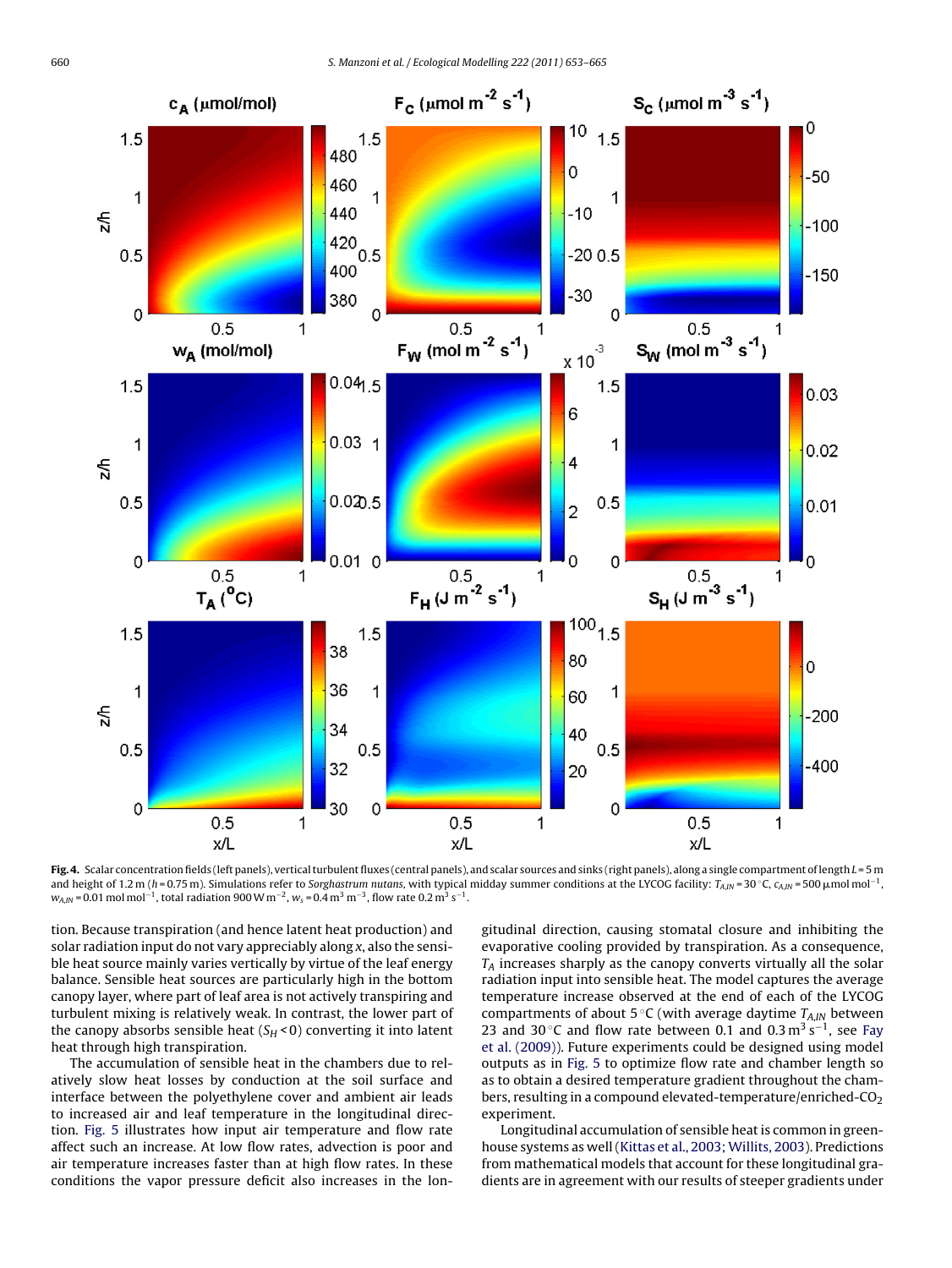**Fig. 4.** Scalar concentration fields (left panels), vertical turbulent fluxes (central panels), and scalar sources and sinks (right panels), along a single compartment of length $L = 5$ m and height of 1.2 m ($h = 0.75$ m). Simulations refer to *Sorghastrum nutans*, with typical midday summer conditions at the LYCOG facility: $T_{A,IN} = 30\,°C$, $c_{A,IN} = 500\,\mu mol\,mol^{-1}$, $w_{A,IN} = 0.01\,mol\,mol^{-1}$, total radiation $900\,W\,m^{-2}$, $w_s = 0.4\,m^3\,m^{-3}$, flow rate $0.2\,m^3\,s^{-1}$.

tion. Because transpiration (and hence latent heat production) and solar radiation input do not vary appreciably along $x$, also the sensible heat source mainly varies vertically by virtue of the leaf energy balance. Sensible heat sources are particularly high in the bottom canopy layer, where part of leaf area is not actively transpiring and turbulent mixing is relatively weak. In contrast, the lower part of the canopy absorbs sensible heat ($S_H < 0$) converting it into latent heat through high transpiration.

The accumulation of sensible heat in the chambers due to relatively slow heat losses by conduction at the soil surface and interface between the polyethylene cover and ambient air leads to increased air and leaf temperature in the longitudinal direction. Fig. 5 illustrates how input air temperature and flow rate affect such an increase. At low flow rates, advection is poor and air temperature increases faster than at high flow rates. In these conditions the vapor pressure deficit also increases in the longitudinal direction, causing stomatal closure and inhibiting the evaporative cooling provided by transpiration. As a consequence, $T_A$ increases sharply as the canopy converts virtually all the solar radiation input into sensible heat. The model captures the average temperature increase observed at the end of each of the LYCOG compartments of about 5 °C (with average daytime $T_{A,IN}$ between 23 and 30 °C and flow rate between 0.1 and 0.3 $m^3\,s^{-1}$, see Fay et al. (2009)). Future experiments could be designed using model outputs as in Fig. 5 to optimize flow rate and chamber length so as to obtain a desired temperature gradient throughout the chambers, resulting in a compound elevated-temperature/enriched-$CO_2$ experiment.

Longitudinal accumulation of sensible heat is common in greenhouse systems as well (Kittas et al., 2003; Willits, 2003). Predictions from mathematical models that account for these longitudinal gradients are in agreement with our results of steeper gradients under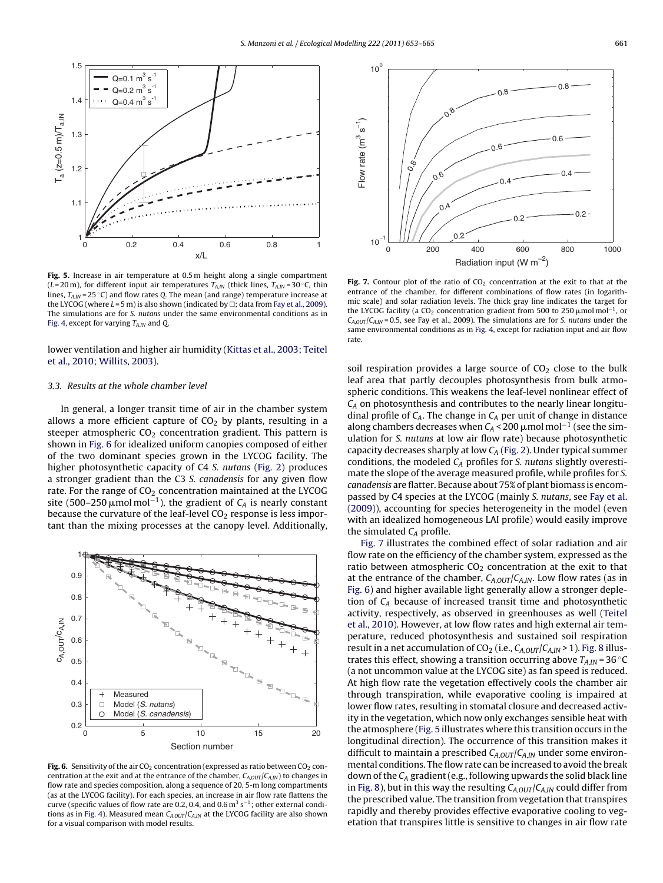**Fig. 5.** Increase in air temperature at 0.5 m height along a single compartment ($L$ = 20 m), for different input air temperatures $T_{A,IN}$ (thick lines, $T_{A,IN}$ = 30 °C, thin lines, $T_{A,IN}$ = 25 °C) and flow rates $Q$. The mean (and range) temperature increase at the LYCOG (where $L$ = 5 m) is also shown (indicated by □; data from Fay et al., 2009). The simulations are for *S. nutans* under the same environmental conditions as in Fig. 4, except for varying $T_{A,IN}$ and $Q$.

lower ventilation and higher air humidity (Kittas et al., 2003; Teitel et al., 2010; Willits, 2003).

### 3.3. Results at the whole chamber level

In general, a longer transit time of air in the chamber system allows a more efficient capture of $CO_2$ by plants, resulting in a steeper atmospheric $CO_2$ concentration gradient. This pattern is shown in Fig. 6 for idealized uniform canopies composed of either of the two dominant species grown in the LYCOG facility. The higher photosynthetic capacity of C4 *S. nutans* (Fig. 2) produces a stronger gradient than the C3 *S. canadensis* for any given flow rate. For the range of $CO_2$ concentration maintained at the LYCOG site (500–250 μmol mol$^{-1}$), the gradient of $C_A$ is nearly constant because the curvature of the leaf-level $CO_2$ response is less important than the mixing processes at the canopy level. Additionally,

**Fig. 6.** Sensitivity of the air $CO_2$ concentration (expressed as ratio between $CO_2$ concentration at the exit and at the entrance of the chamber, $C_{A,OUT}/C_{A,IN}$) to changes in flow rate and species composition, along a sequence of 20, 5-m long compartments (as at the LYCOG facility). For each species, an increase in air flow rate flattens the curve (specific values of flow rate are 0.2, 0.4, and 0.6 m$^3$ s$^{-1}$; other external conditions as in Fig. 4). Measured mean $C_{A,OUT}/C_{A,IN}$ at the LYCOG facility are also shown for a visual comparison with model results.

**Fig. 7.** Contour plot of the ratio of $CO_2$ concentration at the exit to that at the entrance of the chamber, for different combinations of flow rates (in logarithmic scale) and solar radiation levels. The thick gray line indicates the target for the LYCOG facility (a $CO_2$ concentration gradient from 500 to 250 μmol mol$^{-1}$, or $C_{A,OUT}/C_{A,IN}$ = 0.5, see Fay et al., 2009). The simulations are for *S. nutans* under the same environmental conditions as in Fig. 4, except for radiation input and air flow rate.

soil respiration provides a large source of $CO_2$ close to the bulk leaf area that partly decouples photosynthesis from bulk atmospheric conditions. This weakens the leaf-level nonlinear effect of $C_A$ on photosynthesis and contributes to the nearly linear longitudinal profile of $C_A$. The change in $C_A$ per unit of change in distance along chambers decreases when $C_A$ < 200 μmol mol$^{-1}$ (see the simulation for *S. nutans* at low air flow rate) because photosynthetic capacity decreases sharply at low $C_A$ (Fig. 2). Under typical summer conditions, the modeled $C_A$ profiles for *S. nutans* slightly overestimate the slope of the average measured profile, while profiles for *S. canadensis* are flatter. Because about 75% of plant biomass is encompassed by C4 species at the LYCOG (mainly *S. nutans*, see Fay et al. (2009)), accounting for species heterogeneity in the model (even with an idealized homogeneous LAI profile) would easily improve the simulated $C_A$ profile.

Fig. 7 illustrates the combined effect of solar radiation and air flow rate on the efficiency of the chamber system, expressed as the ratio between atmospheric $CO_2$ concentration at the exit to that at the entrance of the chamber, $C_{A,OUT}/C_{A,IN}$. Low flow rates (as in Fig. 6) and higher available light generally allow a stronger depletion of $C_A$ because of increased transit time and photosynthetic activity, respectively, as observed in greenhouses as well (Teitel et al., 2010). However, at low flow rates and high external air temperature, reduced photosynthesis and sustained soil respiration result in a net accumulation of $CO_2$ (i.e., $C_{A,OUT}/C_{A,IN}$ > 1). Fig. 8 illustrates this effect, showing a transition occurring above $T_{A,IN}$ = 36 °C (a not uncommon value at the LYCOG site) as fan speed is reduced. At high flow rate the vegetation effectively cools the chamber air through transpiration, while evaporative cooling is impaired at lower flow rates, resulting in stomatal closure and decreased activity in the vegetation, which now only exchanges sensible heat with the atmosphere (Fig. 5 illustrates where this transition occurs in the longitudinal direction). The occurrence of this transition makes it difficult to maintain a prescribed $C_{A,OUT}/C_{A,IN}$ under some environmental conditions. The flow rate can be increased to avoid the break down of the $C_A$ gradient (e.g., following upwards the solid black line in Fig. 8), but in this way the resulting $C_{A,OUT}/C_{A,IN}$ could differ from the prescribed value. The transition from vegetation that transpires rapidly and thereby provides effective evaporative cooling to vegetation that transpires little is sensitive to changes in air flow rate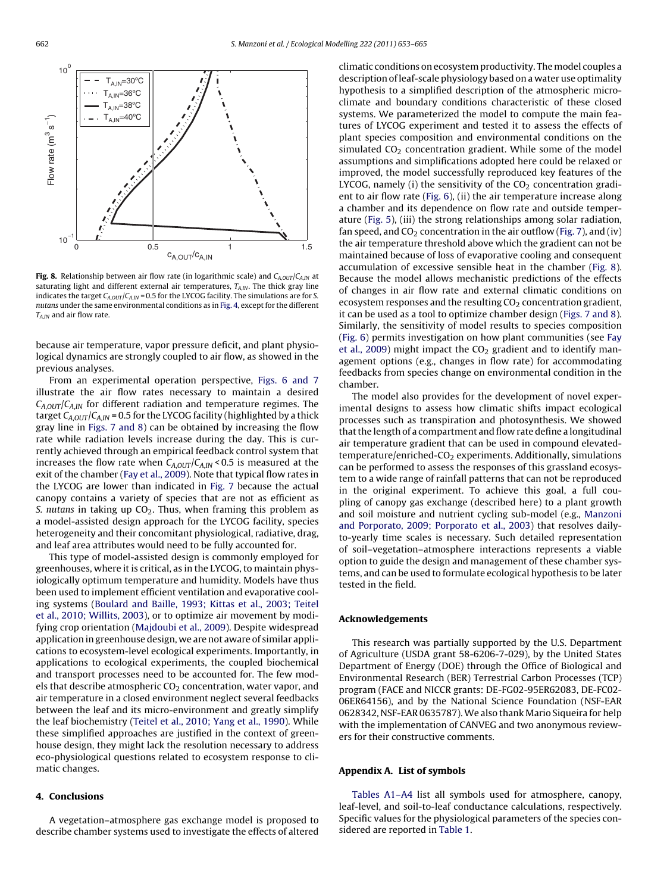**Fig. 8.** Relationship between air flow rate (in logarithmic scale) and $C_{A,OUT}/C_{A,IN}$ at saturating light and different external air temperatures, $T_{A,IN}$. The thick gray line indicates the target $C_{A,OUT}/C_{A,IN} = 0.5$ for the LYCOG facility. The simulations are for *S. nutans* under the same environmental conditions as in Fig. 4, except for the different $T_{A,IN}$ and air flow rate.

because air temperature, vapor pressure deficit, and plant physiological dynamics are strongly coupled to air flow, as showed in the previous analyses.

From an experimental operation perspective, Figs. 6 and 7 illustrate the air flow rates necessary to maintain a desired $C_{A,OUT}/C_{A,IN}$ for different radiation and temperature regimes. The target $C_{A,OUT}/C_{A,IN} = 0.5$ for the LYCOG facility (highlighted by a thick gray line in Figs. 7 and 8) can be obtained by increasing the flow rate while radiation levels increase during the day. This is currently achieved through an empirical feedback control system that increases the flow rate when $C_{A,OUT}/C_{A,IN} < 0.5$ is measured at the exit of the chamber (Fay et al., 2009). Note that typical flow rates in the LYCOG are lower than indicated in Fig. 7 because the actual canopy contains a variety of species that are not as efficient as *S. nutans* in taking up $CO_2$. Thus, when framing this problem as a model-assisted design approach for the LYCOG facility, species heterogeneity and their concomitant physiological, radiative, drag, and leaf area attributes would need to be fully accounted for.

This type of model-assisted design is commonly employed for greenhouses, where it is critical, as in the LYCOG, to maintain physiologically optimum temperature and humidity. Models have thus been used to implement efficient ventilation and evaporative cooling systems (Boulard and Baille, 1993; Kittas et al., 2003; Teitel et al., 2010; Willits, 2003), or to optimize air movement by modifying crop orientation (Majdoubi et al., 2009). Despite widespread application in greenhouse design, we are not aware of similar applications to ecosystem-level ecological experiments. Importantly, in applications to ecological experiments, the coupled biochemical and transport processes need to be accounted for. The few models that describe atmospheric $CO_2$ concentration, water vapor, and air temperature in a closed environment neglect several feedbacks between the leaf and its micro-environment and greatly simplify the leaf biochemistry (Teitel et al., 2010; Yang et al., 1990). While these simplified approaches are justified in the context of greenhouse design, they might lack the resolution necessary to address eco-physiological questions related to ecosystem response to climatic changes.

## 4. Conclusions

A vegetation–atmosphere gas exchange model is proposed to describe chamber systems used to investigate the effects of altered climatic conditions on ecosystem productivity. The model couples a description of leaf-scale physiology based on a water use optimality hypothesis to a simplified description of the atmospheric microclimate and boundary conditions characteristic of these closed systems. We parameterized the model to compute the main features of LYCOG experiment and tested it to assess the effects of plant species composition and environmental conditions on the simulated $CO_2$ concentration gradient. While some of the model assumptions and simplifications adopted here could be relaxed or improved, the model successfully reproduced key features of the LYCOG, namely (i) the sensitivity of the $CO_2$ concentration gradient to air flow rate (Fig. 6), (ii) the air temperature increase along a chamber and its dependence on flow rate and outside temperature (Fig. 5), (iii) the strong relationships among solar radiation, fan speed, and $CO_2$ concentration in the air outflow (Fig. 7), and (iv) the air temperature threshold above which the gradient can not be maintained because of loss of evaporative cooling and consequent accumulation of excessive sensible heat in the chamber (Fig. 8). Because the model allows mechanistic predictions of the effects of changes in air flow rate and external climatic conditions on ecosystem responses and the resulting $CO_2$ concentration gradient, it can be used as a tool to optimize chamber design (Figs. 7 and 8). Similarly, the sensitivity of model results to species composition (Fig. 6) permits investigation on how plant communities (see Fay et al., 2009) might impact the $CO_2$ gradient and to identify management options (e.g., changes in flow rate) for accommodating feedbacks from species change on environmental condition in the chamber.

The model also provides for the development of novel experimental designs to assess how climatic shifts impact ecological processes such as transpiration and photosynthesis. We showed that the length of a compartment and flow rate define a longitudinal air temperature gradient that can be used in compound elevated-temperature/enriched-$CO_2$ experiments. Additionally, simulations can be performed to assess the responses of this grassland ecosystem to a wide range of rainfall patterns that can not be reproduced in the original experiment. To achieve this goal, a full coupling of canopy gas exchange (described here) to a plant growth and soil moisture and nutrient cycling sub-model (e.g., Manzoni and Porporato, 2009; Porporato et al., 2003) that resolves daily-to-yearly time scales is necessary. Such detailed representation of soil–vegetation–atmosphere interactions represents a viable option to guide the design and management of these chamber systems, and can be used to formulate ecological hypothesis to be later tested in the field.

## Acknowledgements

This research was partially supported by the U.S. Department of Agriculture (USDA grant 58-6206-7-029), by the United States Department of Energy (DOE) through the Office of Biological and Environmental Research (BER) Terrestrial Carbon Processes (TCP) program (FACE and NICCR grants: DE-FG02-95ER62083, DE-FC02-06ER64156), and by the National Science Foundation (NSF-EAR 0628342, NSF-EAR 0635787). We also thank Mario Siqueira for help with the implementation of CANVEG and two anonymous reviewers for their constructive comments.

## Appendix A. List of symbols

Tables A1–A4 list all symbols used for atmosphere, canopy, leaf-level, and soil-to-leaf conductance calculations, respectively. Specific values for the physiological parameters of the species considered are reported in Table 1.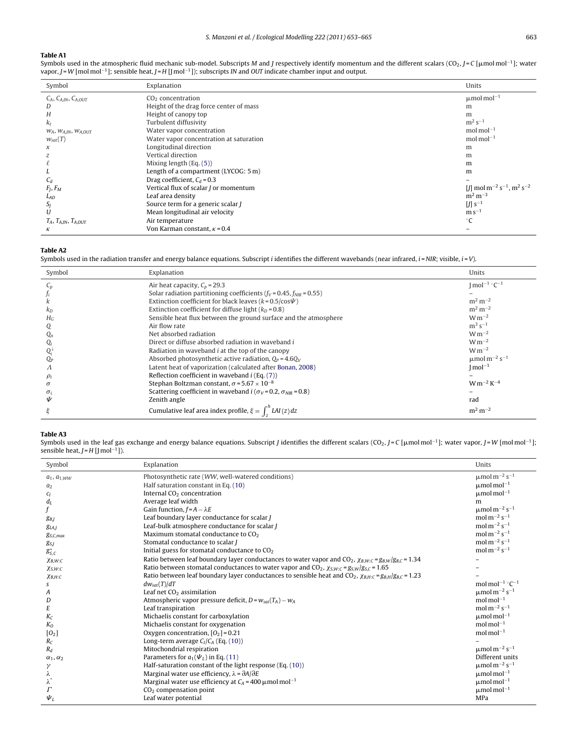**Table A1**

Symbols used in the atmospheric fluid mechanic sub-model. Subscripts $M$ and $J$ respectively identify momentum and the different scalars ($CO_2$, $J = C$ [$\mu$mol mol$^{-1}$]; water vapor, $J = W$ [mol mol$^{-1}$]; sensible heat, $J = H$ [J mol$^{-1}$]); subscripts $IN$ and $OUT$ indicate chamber input and output.

| Symbol | Explanation | Units |
|---|---|---|
| $C_A$, $C_{A,IN}$, $C_{A,OUT}$ | $CO_2$ concentration | $\mu$mol mol$^{-1}$ |
| $D$ | Height of the drag force center of mass | m |
| $H$ | Height of canopy top | m |
| $k_t$ | Turbulent diffusivity | m$^2$ s$^{-1}$ |
| $w_A$, $w_{A,IN}$, $w_{A,OUT}$ | Water vapor concentration | mol mol$^{-1}$ |
| $w_{sat}(T)$ | Water vapor concentration at saturation | mol mol$^{-1}$ |
| $x$ | Longitudinal direction | m |
| $z$ | Vertical direction | m |
| $\ell$ | Mixing length (Eq. (5)) | m |
| $L$ | Length of a compartment (LYCOG: 5 m) | m |
| $C_d$ | Drag coefficient, $C_d = 0.3$ | – |
| $F_J$, $F_M$ | Vertical flux of scalar $J$ or momentum | [$J$] mol m$^{-2}$ s$^{-1}$, m$^2$ s$^{-2}$ |
| $L_{AD}$ | Leaf area density | m$^2$ m$^{-3}$ |
| $S_J$ | Source term for a generic scalar $J$ | [$J$] s$^{-1}$ |
| $U$ | Mean longitudinal air velocity | m s$^{-1}$ |
| $T_A$, $T_{A,IN}$, $T_{A,OUT}$ | Air temperature | °C |
| $\kappa$ | Von Karman constant, $\kappa = 0.4$ | – |

**Table A2**

Symbols used in the radiation transfer and energy balance equations. Subscript $i$ identifies the different wavebands (near infrared, $i = NIR$; visible, $i = V$).

| Symbol | Explanation | Units |
|---|---|---|
| $C_p$ | Air heat capacity, $C_p = 29.3$ | J mol$^{-1}$ °C$^{-1}$ |
| $f_i$ | Solar radiation partitioning coefficients ($f_V = 0.45$, $f_{NIR} = 0.55$) | – |
| $k$ | Extinction coefficient for black leaves ($k = 0.5/\cos\Psi$) | m$^2$ m$^{-2}$ |
| $k_D$ | Extinction coefficient for diffuse light ($k_D = 0.8$) | m$^2$ m$^{-2}$ |
| $H_G$ | Sensible heat flux between the ground surface and the atmosphere | W m$^{-2}$ |
| $Q$ | Air flow rate | m$^3$ s$^{-1}$ |
| $Q_n$ | Net absorbed radiation | W m$^{-2}$ |
| $Q_i$ | Direct or diffuse absorbed radiation in waveband $i$ | W m$^{-2}$ |
| $Q_i^{\downarrow}$ | Radiation in waveband $i$ at the top of the canopy | W m$^{-2}$ |
| $Q_P$ | Absorbed photosynthetic active radiation, $Q_P = 4.6Q_V$ | $\mu$mol m$^{-2}$ s$^{-1}$ |
| $\Lambda$ | Latent heat of vaporization (calculated after Bonan, 2008) | J mol$^{-1}$ |
| $\rho_i$ | Reflection coefficient in waveband $i$ (Eq. (7)) | – |
| $\sigma$ | Stephan Boltzman constant, $\sigma = 5.67 \times 10^{-8}$ | W m$^{-2}$ K$^{-4}$ |
| $\sigma_i$ | Scattering coefficient in waveband $i$ ($\sigma_V = 0.2$, $\sigma_{NIR} = 0.8$) | – |
| $\Psi$ | Zenith angle | rad |
| $\xi$ | Cumulative leaf area index profile, $\xi = \int_z^h LAI(z)\,dz$ | m$^2$ m$^{-2}$ |

**Table A3**

Symbols used in the leaf gas exchange and energy balance equations. Subscript $J$ identifies the different scalars ($CO_2$, $J = C$ [$\mu$mol mol$^{-1}$]; water vapor, $J = W$ [mol mol$^{-1}$]; sensible heat, $J = H$ [J mol$^{-1}$]).

| Symbol | Explanation | Units |
|---|---|---|
| $a_1$, $a_{1,WW}$ | Photosynthetic rate ($WW$, well-watered conditions) | $\mu$mol m$^{-2}$ s$^{-1}$ |
| $a_2$ | Half saturation constant in Eq. (10) | $\mu$mol mol$^{-1}$ |
| $c_I$ | Internal $CO_2$ concentration | $\mu$mol mol$^{-1}$ |
| $d_L$ | Average leaf width | m |
| $f$ | Gain function, $f = A - \lambda E$ | $\mu$mol m$^{-2}$ s$^{-1}$ |
| $g_{B,J}$ | Leaf boundary layer conductance for scalar $J$ | mol m$^{-2}$ s$^{-1}$ |
| $g_{LA,J}$ | Leaf-bulk atmosphere conductance for scalar $J$ | mol m$^{-2}$ s$^{-1}$ |
| $g_{S,C,max}$ | Maximum stomatal conductance to $CO_2$ | mol m$^{-2}$ s$^{-1}$ |
| $g_{S,J}$ | Stomatal conductance to scalar $J$ | mol m$^{-2}$ s$^{-1}$ |
| $g_{S,C}^{*}$ | Initial guess for stomatal conductance to $CO_2$ | mol m$^{-2}$ s$^{-1}$ |
| $\chi_{B,W:C}$ | Ratio between leaf boundary layer conductances to water vapor and $CO_2$, $\chi_{B,W:C} = g_{B,W}/g_{B,C} = 1.34$ | – |
| $\chi_{S,W:C}$ | Ratio between stomatal conductances to water vapor and $CO_2$, $\chi_{S,W:C} = g_{S,W}/g_{S,C} = 1.65$ | – |
| $\chi_{B,H:C}$ | Ratio between leaf boundary layer conductances to sensible heat and $CO_2$, $\chi_{B,H:C} = g_{B,H}/g_{B,C} = 1.23$ | – |
| $s$ | $dw_{sat}(T)/dT$ | mol mol$^{-1}$ °C$^{-1}$ |
| $A$ | Leaf net $CO_2$ assimilation | $\mu$mol m$^{-2}$ s$^{-1}$ |
| $D$ | Atmospheric vapor pressure deficit, $D = w_{sat}(T_A) - w_A$ | mol mol$^{-1}$ |
| $E$ | Leaf transpiration | mol m$^{-2}$ s$^{-1}$ |
| $K_C$ | Michaelis constant for carboxylation | $\mu$mol mol$^{-1}$ |
| $K_O$ | Michaelis constant for oxygenation | mol mol$^{-1}$ |
| $[O_2]$ | Oxygen concentration, $[O_2] = 0.21$ | mol mol$^{-1}$ |
| $R_C$ | Long-term average $C_I/C_A$ (Eq. (10)) | – |
| $R_d$ | Mitochondrial respiration | $\mu$mol m$^{-2}$ s$^{-1}$ |
| $\alpha_1$, $\alpha_2$ | Parameters for $a_1(\Psi_L)$ in Eq. (11) | Different units |
| $\gamma$ | Half-saturation constant of the light response (Eq. (10)) | $\mu$mol m$^{-2}$ s$^{-1}$ |
| $\lambda$ | Marginal water use efficiency, $\lambda = \partial A/\partial E$ | $\mu$mol mol$^{-1}$ |
| $\lambda^{*}$ | Marginal water use efficiency at $C_A = 400$ $\mu$mol mol$^{-1}$ | $\mu$mol mol$^{-1}$ |
| $\Gamma$ | $CO_2$ compensation point | $\mu$mol mol$^{-1}$ |
| $\Psi_L$ | Leaf water potential | MPa |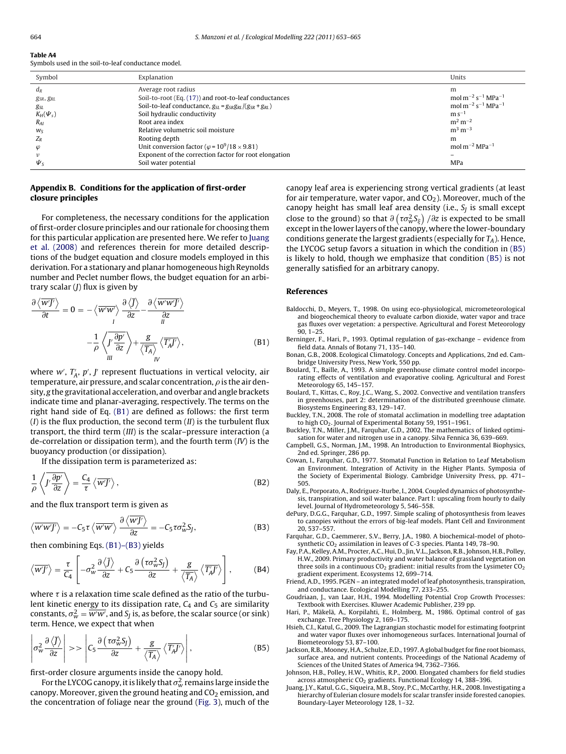**Table A4**
Symbols used in the soil-to-leaf conductance model.

| Symbol | Explanation | Units |
|---|---|---|
| $d_R$ | Average root radius | m |
| $g_{SR}$, $g_{RL}$ | Soil-to-root (Eq. (17)) and root-to-leaf conductances | mol m$^{-2}$ s$^{-1}$ MPa$^{-1}$ |
| $g_{SL}$ | Soil-to-leaf conductance, $g_{SL} = g_{SR}g_{RL}/(g_{SR} + g_{RL})$ | mol m$^{-2}$ s$^{-1}$ MPa$^{-1}$ |
| $K_H(\Psi_s)$ | Soil hydraulic conductivity | m s$^{-1}$ |
| $R_{AI}$ | Root area index | m$^2$ m$^{-2}$ |
| $w_S$ | Relative volumetric soil moisture | m$^3$ m$^{-3}$ |
| $Z_R$ | Rooting depth | m |
| $\varphi$ | Unit conversion factor ($\varphi = 10^9/18 \times 9.81$) | mol m$^{-2}$ MPa$^{-1}$ |
| $\nu$ | Exponent of the correction factor for root elongation | – |
| $\Psi_S$ | Soil water potential | MPa |

## Appendix B. Conditions for the application of first-order closure principles

For completeness, the necessary conditions for the application of first-order closure principles and our rationale for choosing them for this particular application are presented here. We refer to Juang et al. (2008) and references therein for more detailed descriptions of the budget equation and closure models employed in this derivation. For a stationary and planar homogeneous high Reynolds number and Peclet number flows, the budget equation for an arbitrary scalar ($J$) flux is given by

$$\frac{\partial \left\langle \overline{w'J'} \right\rangle}{\partial t} = 0 = \underbrace{-\left\langle \overline{w'w'} \right\rangle \frac{\partial \left\langle \overline{J} \right\rangle}{\partial z}}_{I} \underbrace{- \frac{\partial \left\langle \overline{w'w'J'} \right\rangle}{\partial z}}_{II} \underbrace{- \frac{1}{\rho} \left\langle \overline{J' \frac{\partial p'}{\partial z}} \right\rangle}_{III} + \underbrace{\frac{g}{\left\langle \overline{T_A} \right\rangle} \left\langle \overline{T_A' J'} \right\rangle}_{IV}, \tag{B1}$$

where $w'$, $T_A'$, $p'$, $J'$ represent fluctuations in vertical velocity, air temperature, air pressure, and scalar concentration, $\rho$ is the air density, $g$ the gravitational acceleration, and overbar and angle brackets indicate time and planar-averaging, respectively. The terms on the right hand side of Eq. (B1) are defined as follows: the first term ($I$) is the flux production, the second term ($II$) is the turbulent flux transport, the third term ($III$) is the scalar–pressure interaction (a de-correlation or dissipation term), and the fourth term ($IV$) is the buoyancy production (or dissipation).

If the dissipation term is parameterized as:

$$\frac{1}{\rho} \left\langle \overline{J' \frac{\partial p'}{\partial z}} \right\rangle = \frac{C_4}{\tau} \left\langle \overline{w'J'} \right\rangle, \tag{B2}$$

and the flux transport term is given as

$$\left\langle \overline{w'w'J'} \right\rangle = -C_5 \tau \left\langle \overline{w'w'} \right\rangle \frac{\partial \left\langle \overline{w'J'} \right\rangle}{\partial z} = -C_5 \tau \sigma_w^2 S_J, \tag{B3}$$

then combining Eqs. (B1)–(B3) yields

$$\left\langle \overline{w'J'} \right\rangle = \frac{\tau}{C_4} \left[ -\sigma_w^2 \frac{\partial \left\langle \overline{J} \right\rangle}{\partial z} + C_5 \frac{\partial \left( \tau \sigma_w^2 S_J \right)}{\partial z} + \frac{g}{\left\langle \overline{T_A} \right\rangle} \left\langle \overline{T_A' J'} \right\rangle \right], \tag{B4}$$

where $\tau$ is a relaxation time scale defined as the ratio of the turbulent kinetic energy to its dissipation rate, $C_4$ and $C_5$ are similarity constants, $\sigma_w^2 = \overline{w'w'}$, and $S_J$ is, as before, the scalar source (or sink) term. Hence, we expect that when

$$\left| \sigma_w^2 \frac{\partial \left\langle \overline{J} \right\rangle}{\partial z} \right| >> \left| C_5 \frac{\partial \left( \tau \sigma_w^2 S_J \right)}{\partial z} + \frac{g}{\left\langle \overline{T_A} \right\rangle} \left\langle \overline{T_A' J'} \right\rangle \right|, \tag{B5}$$

first-order closure arguments inside the canopy hold.

For the LYCOG canopy, it is likely that $\sigma_w^2$ remains large inside the canopy. Moreover, given the ground heating and $CO_2$ emission, and the concentration of foliage near the ground (Fig. 3), much of the canopy leaf area is experiencing strong vertical gradients (at least for air temperature, water vapor, and $CO_2$). Moreover, much of the canopy height has small leaf area density (i.e., $S_J$ is small except close to the ground) so that $\partial \left( \tau \sigma_w^2 S_\xi \right) / \partial z$ is expected to be small except in the lower layers of the canopy, where the lower-boundary conditions generate the largest gradients (especially for $T_A$). Hence, the LYCOG setup favors a situation in which the condition in (B5) is likely to hold, though we emphasize that condition (B5) is not generally satisfied for an arbitrary canopy.

## References

Baldocchi, D., Meyers, T., 1998. On using eco-physiological, micrometeorological and biogeochemical theory to evaluate carbon dioxide, water vapor and trace gas fluxes over vegetation: a perspective. Agricultural and Forest Meteorology 90, 1–25.

Berninger, F., Hari, P., 1993. Optimal regulation of gas-exchange – evidence from field data. Annals of Botany 71, 135–140.

Bonan, G.B., 2008. Ecological Climatology. Concepts and Applications, 2nd ed. Cambridge University Press, New York, 550 pp.

Boulard, T., Baille, A., 1993. A simple greenhouse climate control model incorporating effects of ventilation and evaporative cooling. Agricultural and Forest Meteorology 65, 145–157.

Boulard, T., Kittas, C., Roy, J.C., Wang, S., 2002. Convective and ventilation transfers in greenhouses, part 2: determination of the distributed greenhouse climate. Biosystems Engineering 83, 129–147.

Buckley, T.N., 2008. The role of stomatal acclimation in modelling tree adaptation to high $CO_2$. Journal of Experimental Botany 59, 1951–1961.

Buckley, T.N., Miller, J.M., Farquhar, G.D., 2002. The mathematics of linked optimisation for water and nitrogen use in a canopy. Silva Fennica 36, 639–669.

Campbell, G.S., Norman, J.M., 1998. An Introduction to Environmental Biophysics, 2nd ed. Springer, 286 pp.

Cowan, I., Farquhar, G.D., 1977. Stomatal Function in Relation to Leaf Metabolism an Environment. Integration of Activity in the Higher Plants. Symposia of the Society of Experimental Biology. Cambridge University Press, pp. 471–505.

Daly, E., Porporato, A., Rodriguez-Iturbe, I., 2004. Coupled dynamics of photosynthesis, transpiration, and soil water balance. Part I: upscaling from hourly to daily level. Journal of Hydrometeorology 5, 546–558.

dePury, D.G.G., Farquhar, G.D., 1997. Simple scaling of photosynthesis from leaves to canopies without the errors of big-leaf models. Plant Cell and Environment 20, 537–557.

Farquhar, G.D., Caemmerer, S.V., Berry, J.A., 1980. A biochemical-model of photosynthetic $CO_2$ assimilation in leaves of C-3 species. Planta 149, 78–90.

Fay, P.A., Kelley, A.M., Procter, A.C., Hui, D., Jin, V.L., Jackson, R.B., Johnson, H.B., Polley, H.W., 2009. Primary productivity and water balance of grassland vegetation on three soils in a continuous $CO_2$ gradient: initial results from the Lysimeter $CO_2$ gradient experiment. Ecosystems 12, 699–714.

Friend, A.D., 1995. PGEN – an integrated model of leaf photosynthesis, transpiration, and conductance. Ecological Modelling 77, 233–255.

Goudriaan, J., van Laar, H.H., 1994. Modelling Potential Crop Growth Processes: Textbook with Exercises. Kluwer Academic Publisher, 239 pp.

Hari, P., Mäkelä, A., Korpilahti, E., Holmberg, M., 1986. Optimal control of gas exchange. Tree Physiology 2, 169–175.

Hsieh, C.I., Katul, G., 2009. The Lagrangian stochastic model for estimating footprint and water vapor fluxes over inhomogeneous surfaces. International Journal of Biometeorology 53, 87–100.

Jackson, R.B., Mooney, H.A., Schulze, E.D., 1997. A global budget for fine root biomass, surface area, and nutrient contents. Proceedings of the National Academy of Sciences of the United States of America 94, 7362–7366.

Johnson, H.B., Polley, H.W., Whitis, R.P., 2000. Elongated chambers for field studies across atmospheric $CO_2$ gradients. Functional Ecology 14, 388–396.

Juang, J.Y., Katul, G.G., Siqueira, M.B., Stoy, P.C., McCarthy, H.R., 2008. Investigating a hierarchy of Eulerian closure models for scalar transfer inside forested canopies. Boundary-Layer Meteorology 128, 1–32.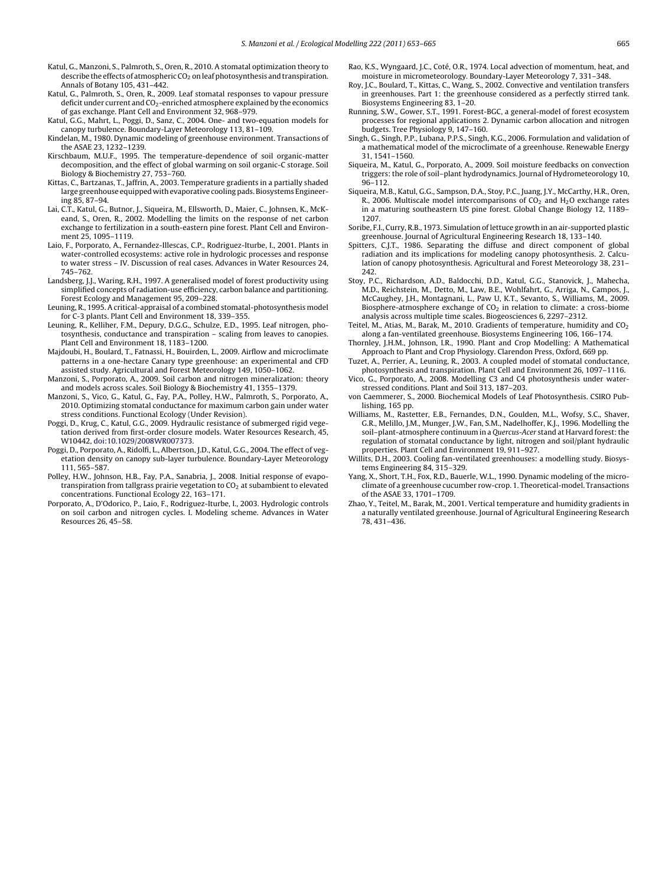Katul, G., Manzoni, S., Palmroth, S., Oren, R., 2010. A stomatal optimization theory to describe the effects of atmospheric $CO_2$ on leaf photosynthesis and transpiration. Annals of Botany 105, 431–442.

Katul, G., Palmroth, S., Oren, R., 2009. Leaf stomatal responses to vapour pressure deficit under current and $CO_2$-enriched atmosphere explained by the economics of gas exchange. Plant Cell and Environment 32, 968–979.

Katul, G.G., Mahrt, L., Poggi, D., Sanz, C., 2004. One- and two-equation models for canopy turbulence. Boundary-Layer Meteorology 113, 81–109.

Kindelan, M., 1980. Dynamic modeling of greenhouse environment. Transactions of the ASAE 23, 1232–1239.

Kirschbaum, M.U.F., 1995. The temperature-dependence of soil organic-matter decomposition, and the effect of global warming on soil organic-C storage. Soil Biology & Biochemistry 27, 753–760.

Kittas, C., Bartzanas, T., Jaffrin, A., 2003. Temperature gradients in a partially shaded large greenhouse equipped with evaporative cooling pads. Biosystems Engineering 85, 87–94.

Lai, C.T., Katul, G., Butnor, J., Siqueira, M., Ellsworth, D., Maier, C., Johnsen, K., McKeand, S., Oren, R., 2002. Modelling the limits on the response of net carbon exchange to fertilization in a south-eastern pine forest. Plant Cell and Environment 25, 1095–1119.

Laio, F., Porporato, A., Fernandez-Illescas, C.P., Rodriguez-Iturbe, I., 2001. Plants in water-controlled ecosystems: active role in hydrologic processes and response to water stress – IV. Discussion of real cases. Advances in Water Resources 24, 745–762.

Landsberg, J.J., Waring, R.H., 1997. A generalised model of forest productivity using simplified concepts of radiation-use efficiency, carbon balance and partitioning. Forest Ecology and Management 95, 209–228.

Leuning, R., 1995. A critical-appraisal of a combined stomatal-photosynthesis model for C-3 plants. Plant Cell and Environment 18, 339–355.

Leuning, R., Kelliher, F.M., Depury, D.G.G., Schulze, E.D., 1995. Leaf nitrogen, photosynthesis, conductance and transpiration – scaling from leaves to canopies. Plant Cell and Environment 18, 1183–1200.

Majdoubi, H., Boulard, T., Fatnassi, H., Bouirden, L., 2009. Airflow and microclimate patterns in a one-hectare Canary type greenhouse: an experimental and CFD assisted study. Agricultural and Forest Meteorology 149, 1050–1062.

Manzoni, S., Porporato, A., 2009. Soil carbon and nitrogen mineralization: theory and models across scales. Soil Biology & Biochemistry 41, 1355–1379.

Manzoni, S., Vico, G., Katul, G., Fay, P.A., Polley, H.W., Palmroth, S., Porporato, A., 2010. Optimizing stomatal conductance for maximum carbon gain under water stress conditions. Functional Ecology (Under Revision).

Poggi, D., Krug, C., Katul, G.G., 2009. Hydraulic resistance of submerged rigid vegetation derived from first-order closure models. Water Resources Research, 45, W10442, doi:10.1029/2008WR007373.

Poggi, D., Porporato, A., Ridolfi, L., Albertson, J.D., Katul, G.G., 2004. The effect of vegetation density on canopy sub-layer turbulence. Boundary-Layer Meteorology 111, 565–587.

Polley, H.W., Johnson, H.B., Fay, P.A., Sanabria, J., 2008. Initial response of evapotranspiration from tallgrass prairie vegetation to $CO_2$ at subambient to elevated concentrations. Functional Ecology 22, 163–171.

Porporato, A., D'Odorico, P., Laio, F., Rodriguez-Iturbe, I., 2003. Hydrologic controls on soil carbon and nitrogen cycles. I. Modeling scheme. Advances in Water Resources 26, 45–58.

Rao, K.S., Wyngaard, J.C., Coté, O.R., 1974. Local advection of momentum, heat, and moisture in micrometeorology. Boundary-Layer Meteorology 7, 331–348.

Roy, J.C., Boulard, T., Kittas, C., Wang, S., 2002. Convective and ventilation transfers in greenhouses. Part 1: the greenhouse considered as a perfectly stirred tank. Biosystems Engineering 83, 1–20.

Running, S.W., Gower, S.T., 1991. Forest-BGC, a general-model of forest ecosystem processes for regional applications 2. Dynamic carbon allocation and nitrogen budgets. Tree Physiology 9, 147–160.

Singh, G., Singh, P.P., Lubana, P.P.S., Singh, K.G., 2006. Formulation and validation of a mathematical model of the microclimate of a greenhouse. Renewable Energy 31, 1541–1560.

Siqueira, M., Katul, G., Porporato, A., 2009. Soil moisture feedbacks on convection triggers: the role of soil–plant hydrodynamics. Journal of Hydrometeorology 10, 96–112.

Siqueira, M.B., Katul, G.G., Sampson, D.A., Stoy, P.C., Juang, J.Y., McCarthy, H.R., Oren, R., 2006. Multiscale model intercomparisons of $CO_2$ and $H_2O$ exchange rates in a maturing southeastern US pine forest. Global Change Biology 12, 1189–1207.

Soribe, F.I., Curry, R.B., 1973. Simulation of lettuce growth in an air-supported plastic greenhouse. Journal of Agricultural Engineering Research 18, 133–140.

Spitters, C.J.T., 1986. Separating the diffuse and direct component of global radiation and its implications for modeling canopy photosynthesis. 2. Calculation of canopy photosynthesis. Agricultural and Forest Meteorology 38, 231–242.

Stoy, P.C., Richardson, A.D., Baldocchi, D.D., Katul, G.G., Stanovick, J., Mahecha, M.D., Reichstein, M., Detto, M., Law, B.E., Wohlfahrt, G., Arriga, N., Campos, J., McCaughey, J.H., Montagnani, L., Paw U, K.T., Sevanto, S., Williams, M., 2009. Biosphere-atmosphere exchange of $CO_2$ in relation to climate: a cross-biome analysis across multiple time scales. Biogeosciences 6, 2297–2312.

Teitel, M., Atias, M., Barak, M., 2010. Gradients of temperature, humidity and $CO_2$ along a fan-ventilated greenhouse. Biosystems Engineering 106, 166–174.

Thornley, J.H.M., Johnson, I.R., 1990. Plant and Crop Modelling: A Mathematical Approach to Plant and Crop Physiology. Clarendon Press, Oxford, 669 pp.

Tuzet, A., Perrier, A., Leuning, R., 2003. A coupled model of stomatal conductance, photosynthesis and transpiration. Plant Cell and Environment 26, 1097–1116.

Vico, G., Porporato, A., 2008. Modelling C3 and C4 photosynthesis under water-stressed conditions. Plant and Soil 313, 187–203.

von Caemmerer, S., 2000. Biochemical Models of Leaf Photosynthesis. CSIRO Publishing, 165 pp.

Williams, M., Rastetter, E.B., Fernandes, D.N., Goulden, M.L., Wofsy, S.C., Shaver, G.R., Melillo, J.M., Munger, J.W., Fan, S.M., Nadelhoffer, K.J., 1996. Modelling the soil–plant-atmosphere continuum in a *Quercus-Acer* stand at Harvard forest: the regulation of stomatal conductance by light, nitrogen and soil/plant hydraulic properties. Plant Cell and Environment 19, 911–927.

Willits, D.H., 2003. Cooling fan-ventilated greenhouses: a modelling study. Biosystems Engineering 84, 315–329.

Yang, X., Short, T.H., Fox, R.D., Bauerle, W.L., 1990. Dynamic modeling of the microclimate of a greenhouse cucumber row-crop. 1. Theoretical-model. Transactions of the ASAE 33, 1701–1709.

Zhao, Y., Teitel, M., Barak, M., 2001. Vertical temperature and humidity gradients in a naturally ventilated greenhouse. Journal of Agricultural Engineering Research 78, 431–436.